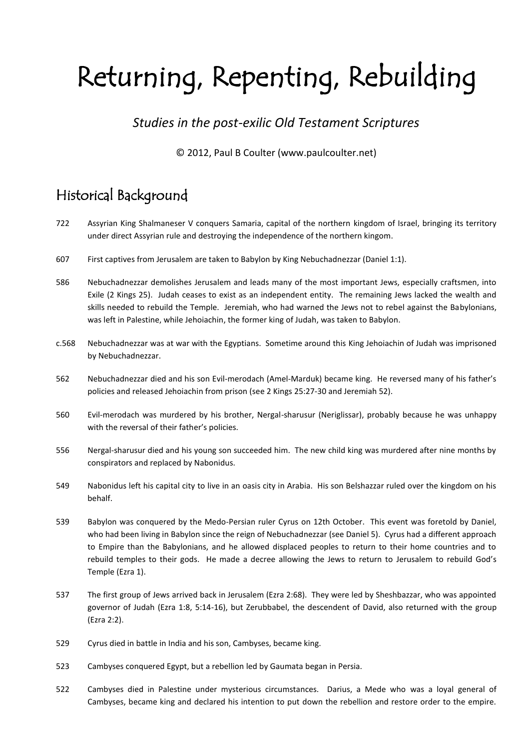# Returning, Repenting, Rebuilding

*Studies in the post-exilic Old Testament Scriptures*

© 2012, Paul B Coulter (www.paulcoulter.net)

## Historical Background

722 Assyrian King Shalmaneser V conquers Samaria, capital of the northern kingdom of Israel, bringing its territory under direct Assyrian rule and destroying the independence of the northern kingom.

607 First captives from Jerusalem are taken to Babylon by King Nebuchadnezzar (Daniel 1:1).

586 Nebuchadnezzar demolishes Jerusalem and leads many of the most important Jews, especially craftsmen, into Exile (2 Kings 25). Judah ceases to exist as an independent entity. The remaining Jews lacked the wealth and skills needed to rebuild the Temple. Jeremiah, who had warned the Jews not to rebel against the Babylonians, was left in Palestine, while Jehoiachin, the former king of Judah, was taken to Babylon.

c.568 Nebuchadnezzar was at war with the Egyptians. Sometime around this King Jehoiachin of Judah was imprisoned by Nebuchadnezzar.

562 Nebuchadnezzar died and his son Evil-merodach (Amel-Marduk) became king. He reversed many of his father's policies and released Jehoiachin from prison (see 2 Kings 25:27-30 and Jeremiah 52).

560 Evil-merodach was murdered by his brother, Nergal-sharusur (Neriglissar), probably because he was unhappy with the reversal of their father's policies.

556 Nergal-sharusur died and his young son succeeded him. The new child king was murdered after nine months by conspirators and replaced by Nabonidus.

549 Nabonidus left his capital city to live in an oasis city in Arabia. His son Belshazzar ruled over the kingdom on his behalf.

539 Babylon was conquered by the Medo-Persian ruler Cyrus on 12th October. This event was foretold by Daniel, who had been living in Babylon since the reign of Nebuchadnezzar (see Daniel 5). Cyrus had a different approach to Empire than the Babylonians, and he allowed displaced peoples to return to their home countries and to rebuild temples to their gods. He made a decree allowing the Jews to return to Jerusalem to rebuild God's Temple (Ezra 1).

537 The first group of Jews arrived back in Jerusalem (Ezra 2:68). They were led by Sheshbazzar, who was appointed governor of Judah (Ezra 1:8, 5:14-16), but Zerubbabel, the descendent of David, also returned with the group (Ezra 2:2).

529 Cyrus died in battle in India and his son, Cambyses, became king.

523 Cambyses conquered Egypt, but a rebellion led by Gaumata began in Persia.

522 Cambyses died in Palestine under mysterious circumstances. Darius, a Mede who was a loyal general of Cambyses, became king and declared his intention to put down the rebellion and restore order to the empire.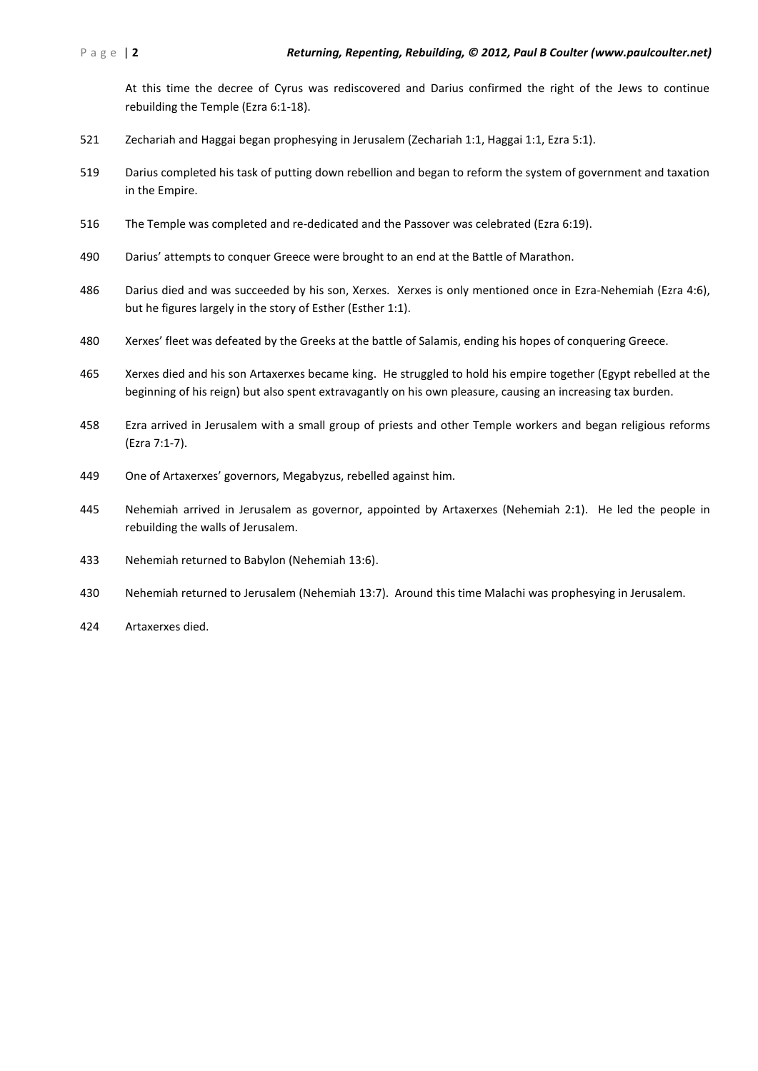At this time the decree of Cyrus was rediscovered and Darius confirmed the right of the Jews to continue rebuilding the Temple (Ezra 6:1-18).

521 Zechariah and Haggai began prophesying in Jerusalem (Zechariah 1:1, Haggai 1:1, Ezra 5:1).

519 Darius completed his task of putting down rebellion and began to reform the system of government and taxation in the Empire.

516 The Temple was completed and re-dedicated and the Passover was celebrated (Ezra 6:19).

490 Darius' attempts to conquer Greece were brought to an end at the Battle of Marathon.

486 Darius died and was succeeded by his son, Xerxes. Xerxes is only mentioned once in Ezra-Nehemiah (Ezra 4:6), but he figures largely in the story of Esther (Esther 1:1).

480 Xerxes' fleet was defeated by the Greeks at the battle of Salamis, ending his hopes of conquering Greece.

465 Xerxes died and his son Artaxerxes became king. He struggled to hold his empire together (Egypt rebelled at the beginning of his reign) but also spent extravagantly on his own pleasure, causing an increasing tax burden.

458 Ezra arrived in Jerusalem with a small group of priests and other Temple workers and began religious reforms (Ezra 7:1-7).

449 One of Artaxerxes' governors, Megabyzus, rebelled against him.

445 Nehemiah arrived in Jerusalem as governor, appointed by Artaxerxes (Nehemiah 2:1). He led the people in rebuilding the walls of Jerusalem.

433 Nehemiah returned to Babylon (Nehemiah 13:6).

430 Nehemiah returned to Jerusalem (Nehemiah 13:7). Around this time Malachi was prophesying in Jerusalem.

424 Artaxerxes died.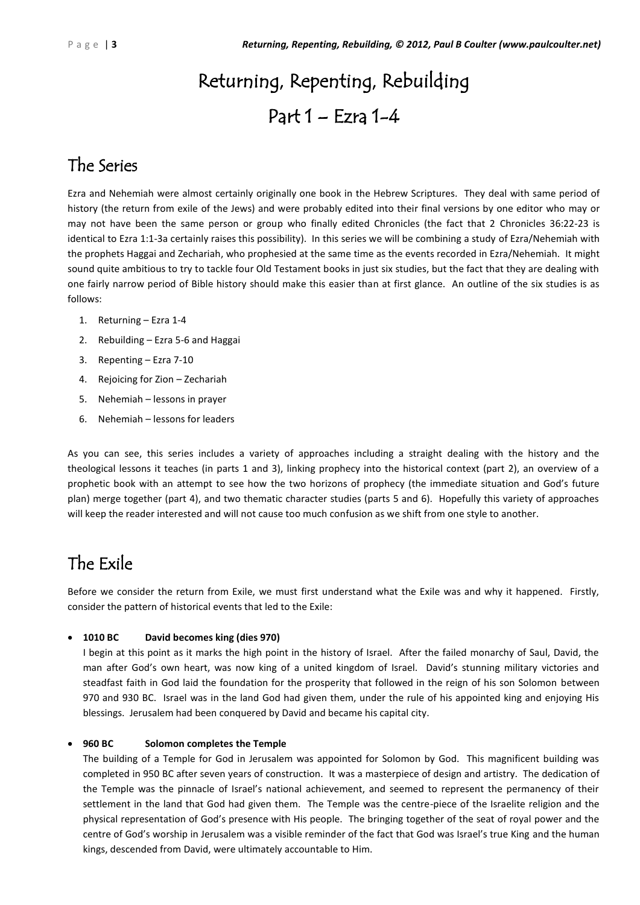# Returning, Repenting, Rebuilding

# Part 1 – Ezra 1-4

## The Series

Ezra and Nehemiah were almost certainly originally one book in the Hebrew Scriptures. They deal with same period of history (the return from exile of the Jews) and were probably edited into their final versions by one editor who may or may not have been the same person or group who finally edited Chronicles (the fact that 2 Chronicles 36:22-23 is identical to Ezra 1:1-3a certainly raises this possibility). In this series we will be combining a study of Ezra/Nehemiah with the prophets Haggai and Zechariah, who prophesied at the same time as the events recorded in Ezra/Nehemiah. It might sound quite ambitious to try to tackle four Old Testament books in just six studies, but the fact that they are dealing with one fairly narrow period of Bible history should make this easier than at first glance. An outline of the six studies is as follows:

1. Returning – Ezra 1-4
2. Rebuilding – Ezra 5-6 and Haggai
3. Repenting – Ezra 7-10
4. Rejoicing for Zion – Zechariah
5. Nehemiah – lessons in prayer
6. Nehemiah – lessons for leaders

As you can see, this series includes a variety of approaches including a straight dealing with the history and the theological lessons it teaches (in parts 1 and 3), linking prophecy into the historical context (part 2), an overview of a prophetic book with an attempt to see how the two horizons of prophecy (the immediate situation and God's future plan) merge together (part 4), and two thematic character studies (parts 5 and 6). Hopefully this variety of approaches will keep the reader interested and will not cause too much confusion as we shift from one style to another.

## The Exile

Before we consider the return from Exile, we must first understand what the Exile was and why it happened. Firstly, consider the pattern of historical events that led to the Exile:

- **1010 BC David becomes king (dies 970)**

  I begin at this point as it marks the high point in the history of Israel. After the failed monarchy of Saul, David, the man after God's own heart, was now king of a united kingdom of Israel. David's stunning military victories and steadfast faith in God laid the foundation for the prosperity that followed in the reign of his son Solomon between 970 and 930 BC. Israel was in the land God had given them, under the rule of his appointed king and enjoying His blessings. Jerusalem had been conquered by David and became his capital city.

- **960 BC Solomon completes the Temple**

  The building of a Temple for God in Jerusalem was appointed for Solomon by God. This magnificent building was completed in 950 BC after seven years of construction. It was a masterpiece of design and artistry. The dedication of the Temple was the pinnacle of Israel's national achievement, and seemed to represent the permanency of their settlement in the land that God had given them. The Temple was the centre-piece of the Israelite religion and the physical representation of God's presence with His people. The bringing together of the seat of royal power and the centre of God's worship in Jerusalem was a visible reminder of the fact that God was Israel's true King and the human kings, descended from David, were ultimately accountable to Him.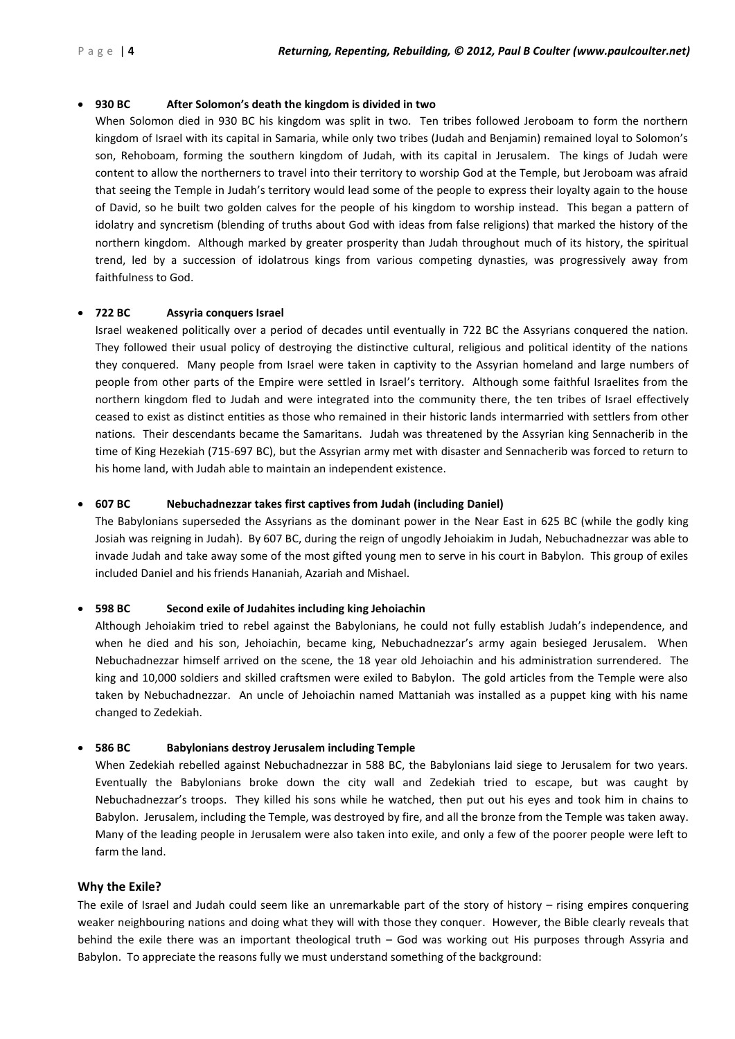- **930 BC  After Solomon's death the kingdom is divided in two**

  When Solomon died in 930 BC his kingdom was split in two. Ten tribes followed Jeroboam to form the northern kingdom of Israel with its capital in Samaria, while only two tribes (Judah and Benjamin) remained loyal to Solomon's son, Rehoboam, forming the southern kingdom of Judah, with its capital in Jerusalem. The kings of Judah were content to allow the northerners to travel into their territory to worship God at the Temple, but Jeroboam was afraid that seeing the Temple in Judah's territory would lead some of the people to express their loyalty again to the house of David, so he built two golden calves for the people of his kingdom to worship instead. This began a pattern of idolatry and syncretism (blending of truths about God with ideas from false religions) that marked the history of the northern kingdom. Although marked by greater prosperity than Judah throughout much of its history, the spiritual trend, led by a succession of idolatrous kings from various competing dynasties, was progressively away from faithfulness to God.

- **722 BC  Assyria conquers Israel**

  Israel weakened politically over a period of decades until eventually in 722 BC the Assyrians conquered the nation. They followed their usual policy of destroying the distinctive cultural, religious and political identity of the nations they conquered. Many people from Israel were taken in captivity to the Assyrian homeland and large numbers of people from other parts of the Empire were settled in Israel's territory. Although some faithful Israelites from the northern kingdom fled to Judah and were integrated into the community there, the ten tribes of Israel effectively ceased to exist as distinct entities as those who remained in their historic lands intermarried with settlers from other nations. Their descendants became the Samaritans. Judah was threatened by the Assyrian king Sennacherib in the time of King Hezekiah (715-697 BC), but the Assyrian army met with disaster and Sennacherib was forced to return to his home land, with Judah able to maintain an independent existence.

- **607 BC  Nebuchadnezzar takes first captives from Judah (including Daniel)**

  The Babylonians superseded the Assyrians as the dominant power in the Near East in 625 BC (while the godly king Josiah was reigning in Judah). By 607 BC, during the reign of ungodly Jehoiakim in Judah, Nebuchadnezzar was able to invade Judah and take away some of the most gifted young men to serve in his court in Babylon. This group of exiles included Daniel and his friends Hananiah, Azariah and Mishael.

- **598 BC  Second exile of Judahites including king Jehoiachin**

  Although Jehoiakim tried to rebel against the Babylonians, he could not fully establish Judah's independence, and when he died and his son, Jehoiachin, became king, Nebuchadnezzar's army again besieged Jerusalem. When Nebuchadnezzar himself arrived on the scene, the 18 year old Jehoiachin and his administration surrendered. The king and 10,000 soldiers and skilled craftsmen were exiled to Babylon. The gold articles from the Temple were also taken by Nebuchadnezzar. An uncle of Jehoiachin named Mattaniah was installed as a puppet king with his name changed to Zedekiah.

- **586 BC  Babylonians destroy Jerusalem including Temple**

  When Zedekiah rebelled against Nebuchadnezzar in 588 BC, the Babylonians laid siege to Jerusalem for two years. Eventually the Babylonians broke down the city wall and Zedekiah tried to escape, but was caught by Nebuchadnezzar's troops. They killed his sons while he watched, then put out his eyes and took him in chains to Babylon. Jerusalem, including the Temple, was destroyed by fire, and all the bronze from the Temple was taken away. Many of the leading people in Jerusalem were also taken into exile, and only a few of the poorer people were left to farm the land.

### Why the Exile?

The exile of Israel and Judah could seem like an unremarkable part of the story of history – rising empires conquering weaker neighbouring nations and doing what they will with those they conquer. However, the Bible clearly reveals that behind the exile there was an important theological truth – God was working out His purposes through Assyria and Babylon. To appreciate the reasons fully we must understand something of the background: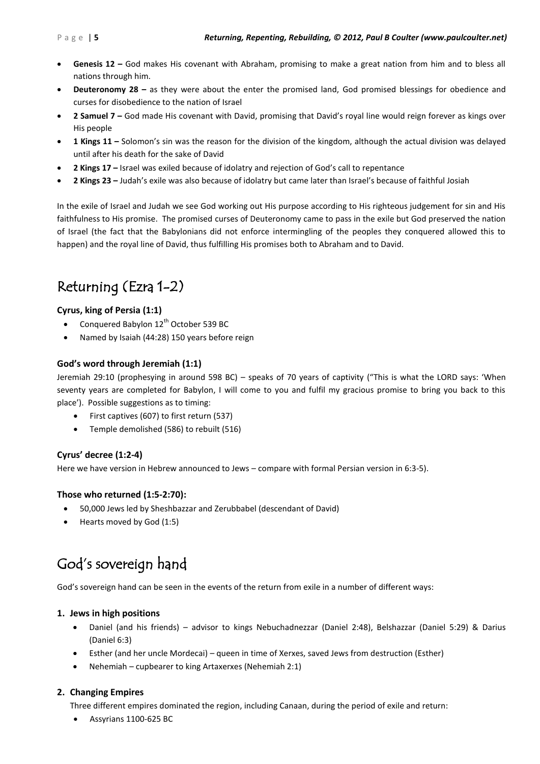- **Genesis 12 –** God makes His covenant with Abraham, promising to make a great nation from him and to bless all nations through him.
- **Deuteronomy 28 –** as they were about the enter the promised land, God promised blessings for obedience and curses for disobedience to the nation of Israel
- **2 Samuel 7 –** God made His covenant with David, promising that David's royal line would reign forever as kings over His people
- **1 Kings 11 –** Solomon's sin was the reason for the division of the kingdom, although the actual division was delayed until after his death for the sake of David
- **2 Kings 17 –** Israel was exiled because of idolatry and rejection of God's call to repentance
- **2 Kings 23 –** Judah's exile was also because of idolatry but came later than Israel's because of faithful Josiah

In the exile of Israel and Judah we see God working out His purpose according to His righteous judgement for sin and His faithfulness to His promise. The promised curses of Deuteronomy came to pass in the exile but God preserved the nation of Israel (the fact that the Babylonians did not enforce intermingling of the peoples they conquered allowed this to happen) and the royal line of David, thus fulfilling His promises both to Abraham and to David.

# Returning (Ezra 1-2)

### Cyrus, king of Persia (1:1)

- Conquered Babylon 12th October 539 BC
- Named by Isaiah (44:28) 150 years before reign

### God's word through Jeremiah (1:1)

Jeremiah 29:10 (prophesying in around 598 BC) – speaks of 70 years of captivity ("This is what the LORD says: 'When seventy years are completed for Babylon, I will come to you and fulfil my gracious promise to bring you back to this place'). Possible suggestions as to timing:

- First captives (607) to first return (537)
- Temple demolished (586) to rebuilt (516)

### Cyrus' decree (1:2-4)

Here we have version in Hebrew announced to Jews – compare with formal Persian version in 6:3-5).

### Those who returned (1:5-2:70):

- 50,000 Jews led by Sheshbazzar and Zerubbabel (descendant of David)
- Hearts moved by God (1:5)

# God's sovereign hand

God's sovereign hand can be seen in the events of the return from exile in a number of different ways:

### 1. Jews in high positions

- Daniel (and his friends) – advisor to kings Nebuchadnezzar (Daniel 2:48), Belshazzar (Daniel 5:29) & Darius (Daniel 6:3)
- Esther (and her uncle Mordecai) – queen in time of Xerxes, saved Jews from destruction (Esther)
- Nehemiah – cupbearer to king Artaxerxes (Nehemiah 2:1)

### 2. Changing Empires

Three different empires dominated the region, including Canaan, during the period of exile and return:

- Assyrians 1100-625 BC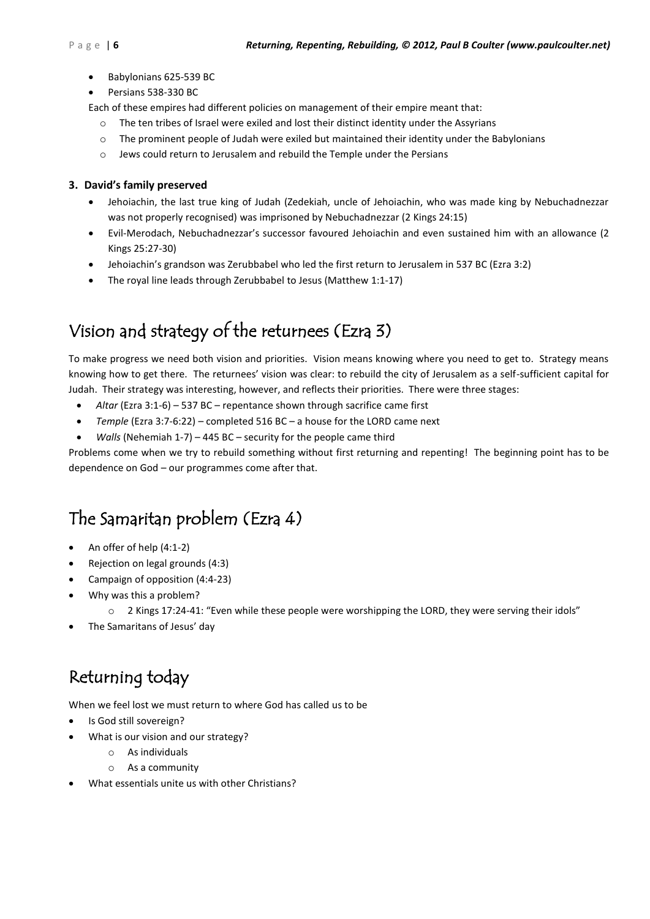- Babylonians 625-539 BC
- Persians 538-330 BC

Each of these empires had different policies on management of their empire meant that:

- The ten tribes of Israel were exiled and lost their distinct identity under the Assyrians
- The prominent people of Judah were exiled but maintained their identity under the Babylonians
- Jews could return to Jerusalem and rebuild the Temple under the Persians

### 3. David's family preserved

- Jehoiachin, the last true king of Judah (Zedekiah, uncle of Jehoiachin, who was made king by Nebuchadnezzar was not properly recognised) was imprisoned by Nebuchadnezzar (2 Kings 24:15)
- Evil-Merodach, Nebuchadnezzar's successor favoured Jehoiachin and even sustained him with an allowance (2 Kings 25:27-30)
- Jehoiachin's grandson was Zerubbabel who led the first return to Jerusalem in 537 BC (Ezra 3:2)
- The royal line leads through Zerubbabel to Jesus (Matthew 1:1-17)

## Vision and strategy of the returnees (Ezra 3)

To make progress we need both vision and priorities. Vision means knowing where you need to get to. Strategy means knowing how to get there. The returnees' vision was clear: to rebuild the city of Jerusalem as a self-sufficient capital for Judah. Their strategy was interesting, however, and reflects their priorities. There were three stages:

- *Altar* (Ezra 3:1-6) – 537 BC – repentance shown through sacrifice came first
- *Temple* (Ezra 3:7-6:22) – completed 516 BC – a house for the LORD came next
- *Walls* (Nehemiah 1-7) – 445 BC – security for the people came third

Problems come when we try to rebuild something without first returning and repenting! The beginning point has to be dependence on God – our programmes come after that.

## The Samaritan problem (Ezra 4)

- An offer of help (4:1-2)
- Rejection on legal grounds (4:3)
- Campaign of opposition (4:4-23)
- Why was this a problem?
  - 2 Kings 17:24-41: "Even while these people were worshipping the LORD, they were serving their idols"
- The Samaritans of Jesus' day

## Returning today

When we feel lost we must return to where God has called us to be

- Is God still sovereign?
- What is our vision and our strategy?
  - As individuals
  - As a community
- What essentials unite us with other Christians?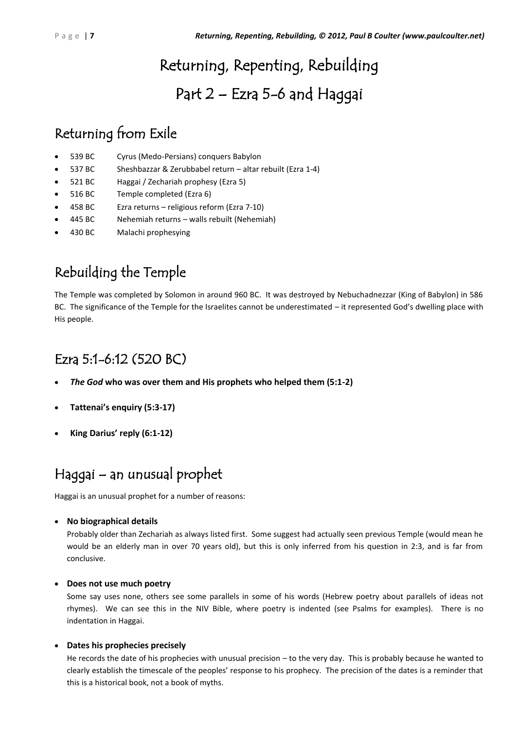# Returning, Repenting, Rebuilding

# Part 2 – Ezra 5-6 and Haggai

## Returning from Exile

- 539 BC Cyrus (Medo-Persians) conquers Babylon
- 537 BC Sheshbazzar & Zerubbabel return – altar rebuilt (Ezra 1-4)
- 521 BC Haggai / Zechariah prophesy (Ezra 5)
- 516 BC Temple completed (Ezra 6)
- 458 BC Ezra returns – religious reform (Ezra 7-10)
- 445 BC Nehemiah returns – walls rebuilt (Nehemiah)
- 430 BC Malachi prophesying

## Rebuilding the Temple

The Temple was completed by Solomon in around 960 BC. It was destroyed by Nebuchadnezzar (King of Babylon) in 586 BC. The significance of the Temple for the Israelites cannot be underestimated – it represented God's dwelling place with His people.

## Ezra 5:1-6:12 (520 BC)

- ***The God* who was over them and His prophets who helped them (5:1-2)**
- **Tattenai's enquiry (5:3-17)**
- **King Darius' reply (6:1-12)**

## Haggai – an unusual prophet

Haggai is an unusual prophet for a number of reasons:

- **No biographical details**
  Probably older than Zechariah as always listed first. Some suggest had actually seen previous Temple (would mean he would be an elderly man in over 70 years old), but this is only inferred from his question in 2:3, and is far from conclusive.

- **Does not use much poetry**
  Some say uses none, others see some parallels in some of his words (Hebrew poetry about parallels of ideas not rhymes). We can see this in the NIV Bible, where poetry is indented (see Psalms for examples). There is no indentation in Haggai.

- **Dates his prophecies precisely**
  He records the date of his prophecies with unusual precision – to the very day. This is probably because he wanted to clearly establish the timescale of the peoples' response to his prophecy. The precision of the dates is a reminder that this is a historical book, not a book of myths.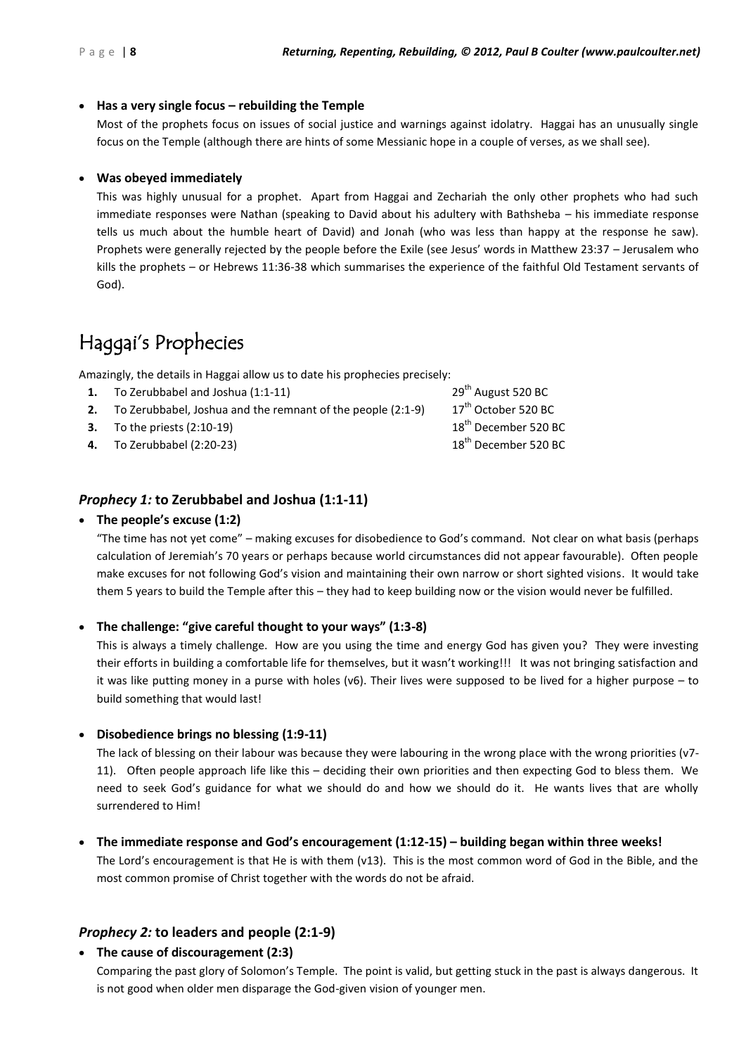- **Has a very single focus – rebuilding the Temple**

  Most of the prophets focus on issues of social justice and warnings against idolatry. Haggai has an unusually single focus on the Temple (although there are hints of some Messianic hope in a couple of verses, as we shall see).

- **Was obeyed immediately**

  This was highly unusual for a prophet. Apart from Haggai and Zechariah the only other prophets who had such immediate responses were Nathan (speaking to David about his adultery with Bathsheba – his immediate response tells us much about the humble heart of David) and Jonah (who was less than happy at the response he saw). Prophets were generally rejected by the people before the Exile (see Jesus' words in Matthew 23:37 – Jerusalem who kills the prophets – or Hebrews 11:36-38 which summarises the experience of the faithful Old Testament servants of God).

# Haggai's Prophecies

Amazingly, the details in Haggai allow us to date his prophecies precisely:

1. To Zerubbabel and Joshua (1:1-11) — 29th August 520 BC
2. To Zerubbabel, Joshua and the remnant of the people (2:1-9) — 17th October 520 BC
3. To the priests (2:10-19) — 18th December 520 BC
4. To Zerubbabel (2:20-23) — 18th December 520 BC

### *Prophecy 1:* to Zerubbabel and Joshua (1:1-11)

- **The people's excuse (1:2)**

  "The time has not yet come" – making excuses for disobedience to God's command. Not clear on what basis (perhaps calculation of Jeremiah's 70 years or perhaps because world circumstances did not appear favourable). Often people make excuses for not following God's vision and maintaining their own narrow or short sighted visions. It would take them 5 years to build the Temple after this – they had to keep building now or the vision would never be fulfilled.

- **The challenge: "give careful thought to your ways" (1:3-8)**

  This is always a timely challenge. How are you using the time and energy God has given you? They were investing their efforts in building a comfortable life for themselves, but it wasn't working!!! It was not bringing satisfaction and it was like putting money in a purse with holes (v6). Their lives were supposed to be lived for a higher purpose – to build something that would last!

- **Disobedience brings no blessing (1:9-11)**

  The lack of blessing on their labour was because they were labouring in the wrong place with the wrong priorities (v7-11). Often people approach life like this – deciding their own priorities and then expecting God to bless them. We need to seek God's guidance for what we should do and how we should do it. He wants lives that are wholly surrendered to Him!

- **The immediate response and God's encouragement (1:12-15) – building began within three weeks!**

  The Lord's encouragement is that He is with them (v13). This is the most common word of God in the Bible, and the most common promise of Christ together with the words do not be afraid.

### *Prophecy 2:* to leaders and people (2:1-9)

- **The cause of discouragement (2:3)**

  Comparing the past glory of Solomon's Temple. The point is valid, but getting stuck in the past is always dangerous. It is not good when older men disparage the God-given vision of younger men.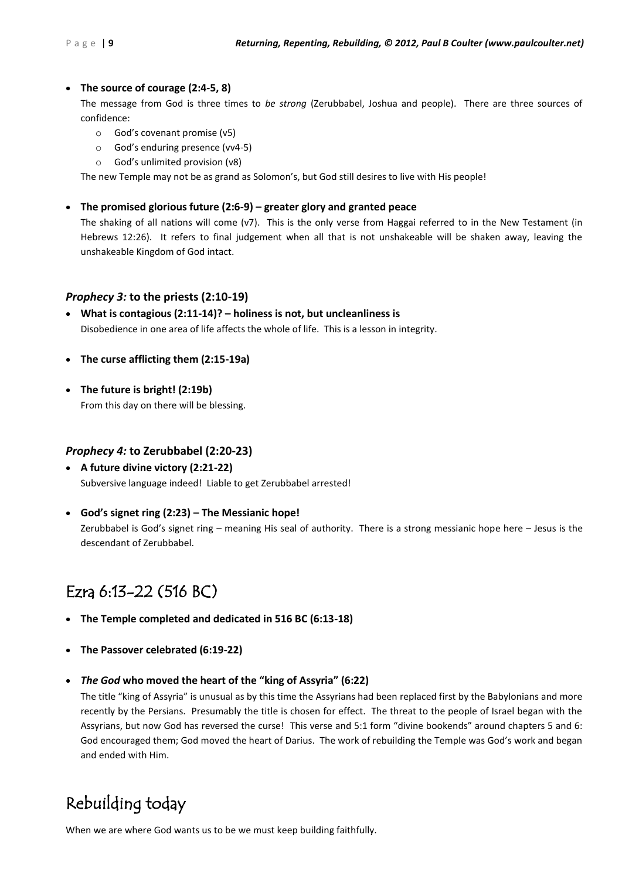- **The source of courage (2:4-5, 8)**

  The message from God is three times to *be strong* (Zerubbabel, Joshua and people). There are three sources of confidence:

  - God's covenant promise (v5)
  - God's enduring presence (vv4-5)
  - God's unlimited provision (v8)

  The new Temple may not be as grand as Solomon's, but God still desires to live with His people!

- **The promised glorious future (2:6-9) – greater glory and granted peace**

  The shaking of all nations will come (v7). This is the only verse from Haggai referred to in the New Testament (in Hebrews 12:26). It refers to final judgement when all that is not unshakeable will be shaken away, leaving the unshakeable Kingdom of God intact.

### *Prophecy 3:* to the priests (2:10-19)

- **What is contagious (2:11-14)? – holiness is not, but uncleanliness is**

  Disobedience in one area of life affects the whole of life. This is a lesson in integrity.

- **The curse afflicting them (2:15-19a)**

- **The future is bright! (2:19b)**

  From this day on there will be blessing.

### *Prophecy 4:* to Zerubbabel (2:20-23)

- **A future divine victory (2:21-22)**

  Subversive language indeed! Liable to get Zerubbabel arrested!

- **God's signet ring (2:23) – The Messianic hope!**

  Zerubbabel is God's signet ring – meaning His seal of authority. There is a strong messianic hope here – Jesus is the descendant of Zerubbabel.

## Ezra 6:13-22 (516 BC)

- **The Temple completed and dedicated in 516 BC (6:13-18)**

- **The Passover celebrated (6:19-22)**

- ***The God* who moved the heart of the "king of Assyria" (6:22)**

  The title "king of Assyria" is unusual as by this time the Assyrians had been replaced first by the Babylonians and more recently by the Persians. Presumably the title is chosen for effect. The threat to the people of Israel began with the Assyrians, but now God has reversed the curse! This verse and 5:1 form "divine bookends" around chapters 5 and 6: God encouraged them; God moved the heart of Darius. The work of rebuilding the Temple was God's work and began and ended with Him.

# Rebuilding today

When we are where God wants us to be we must keep building faithfully.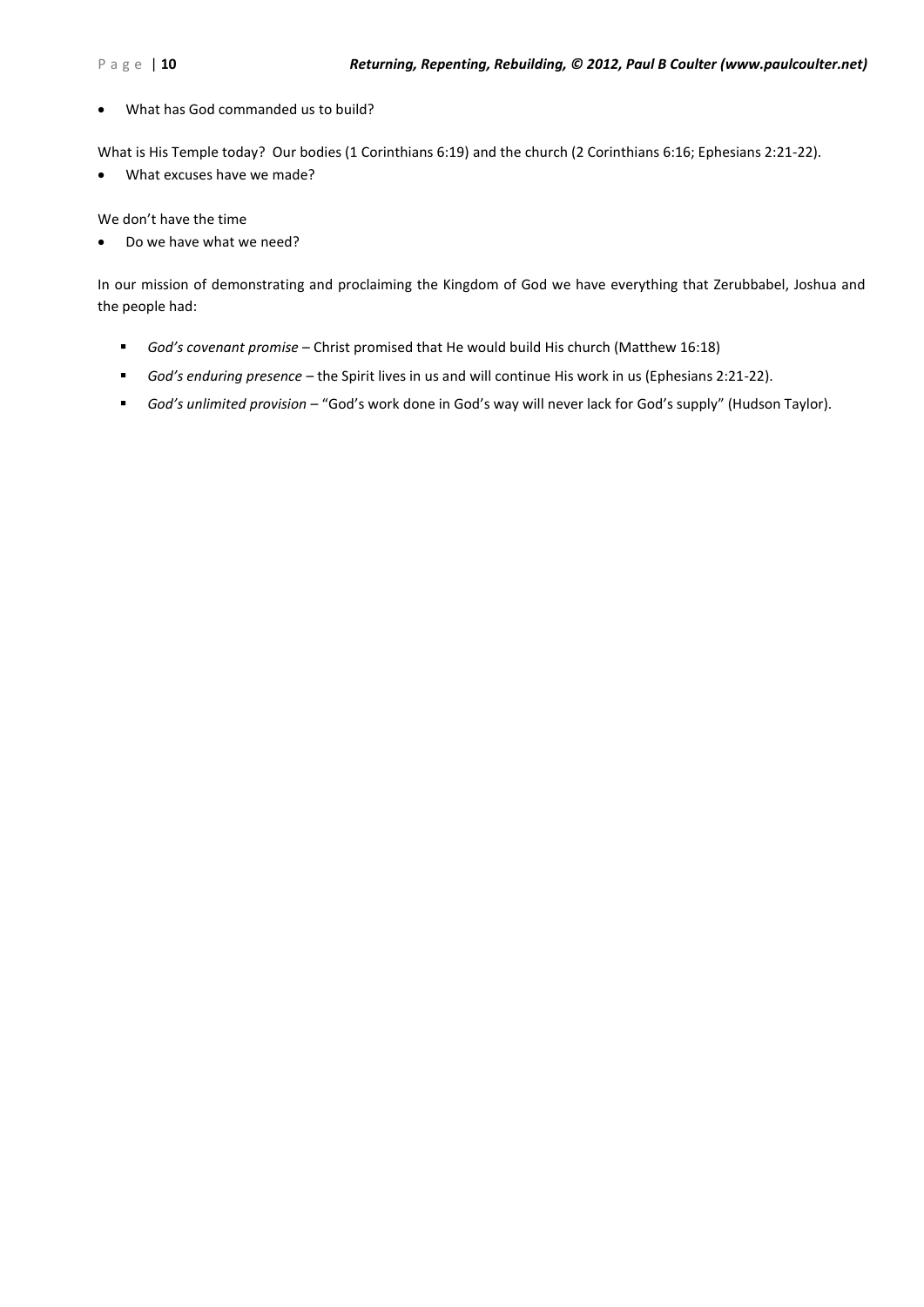- What has God commanded us to build?

What is His Temple today? Our bodies (1 Corinthians 6:19) and the church (2 Corinthians 6:16; Ephesians 2:21-22).

- What excuses have we made?

We don't have the time

- Do we have what we need?

In our mission of demonstrating and proclaiming the Kingdom of God we have everything that Zerubbabel, Joshua and the people had:

  - *God's covenant promise* – Christ promised that He would build His church (Matthew 16:18)
  - *God's enduring presence* – the Spirit lives in us and will continue His work in us (Ephesians 2:21-22).
  - *God's unlimited provision* – "God's work done in God's way will never lack for God's supply" (Hudson Taylor).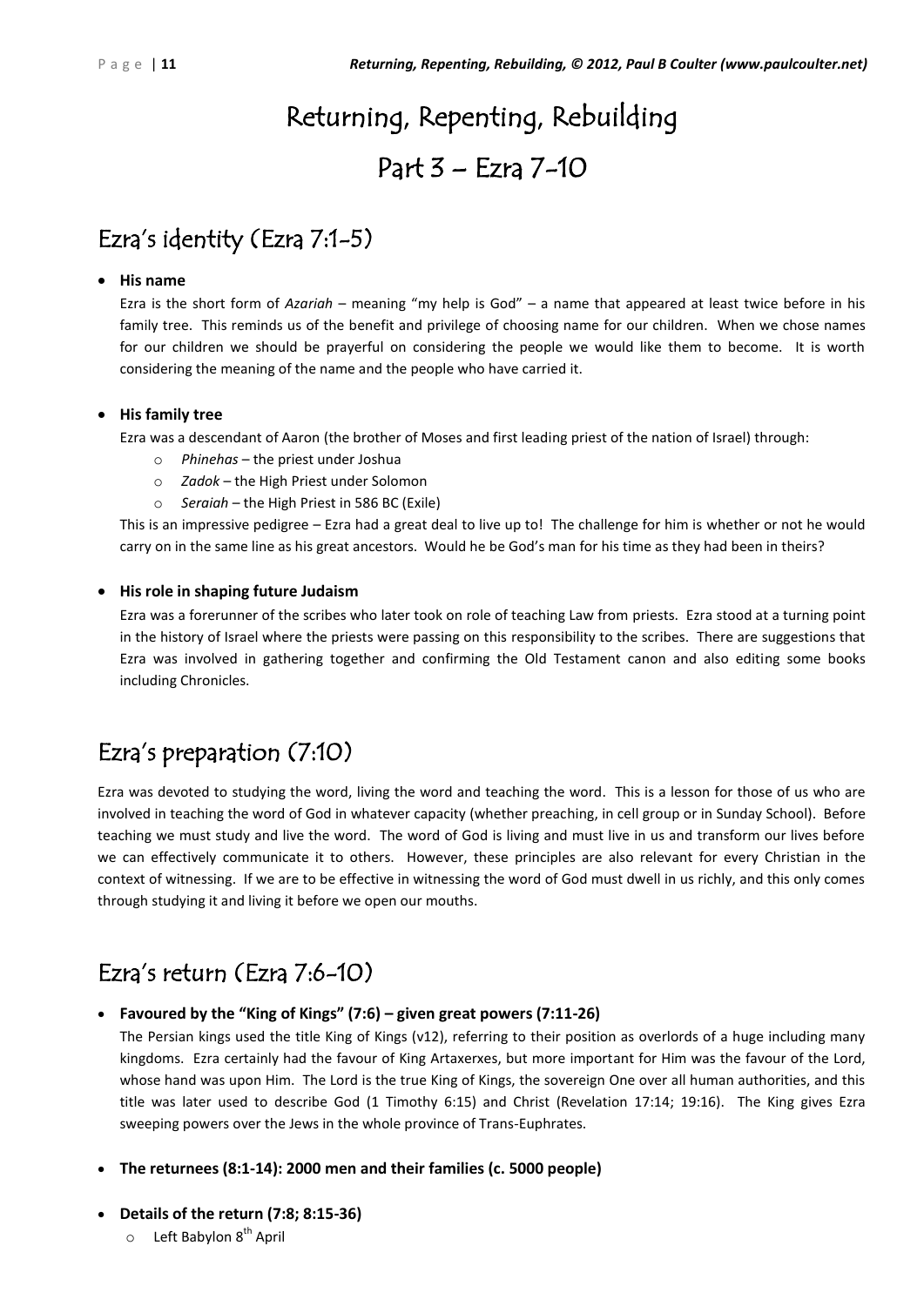# Returning, Repenting, Rebuilding

# Part 3 – Ezra 7-10

## Ezra's identity (Ezra 7:1-5)

- **His name**

  Ezra is the short form of *Azariah* – meaning "my help is God" – a name that appeared at least twice before in his family tree. This reminds us of the benefit and privilege of choosing name for our children. When we chose names for our children we should be prayerful on considering the people we would like them to become. It is worth considering the meaning of the name and the people who have carried it.

- **His family tree**

  Ezra was a descendant of Aaron (the brother of Moses and first leading priest of the nation of Israel) through:
  - *Phinehas* – the priest under Joshua
  - *Zadok* – the High Priest under Solomon
  - *Seraiah* – the High Priest in 586 BC (Exile)

  This is an impressive pedigree – Ezra had a great deal to live up to! The challenge for him is whether or not he would carry on in the same line as his great ancestors. Would he be God's man for his time as they had been in theirs?

- **His role in shaping future Judaism**

  Ezra was a forerunner of the scribes who later took on role of teaching Law from priests. Ezra stood at a turning point in the history of Israel where the priests were passing on this responsibility to the scribes. There are suggestions that Ezra was involved in gathering together and confirming the Old Testament canon and also editing some books including Chronicles.

## Ezra's preparation (7:10)

Ezra was devoted to studying the word, living the word and teaching the word. This is a lesson for those of us who are involved in teaching the word of God in whatever capacity (whether preaching, in cell group or in Sunday School). Before teaching we must study and live the word. The word of God is living and must live in us and transform our lives before we can effectively communicate it to others. However, these principles are also relevant for every Christian in the context of witnessing. If we are to be effective in witnessing the word of God must dwell in us richly, and this only comes through studying it and living it before we open our mouths.

## Ezra's return (Ezra 7:6-10)

- **Favoured by the "King of Kings" (7:6) – given great powers (7:11-26)**

  The Persian kings used the title King of Kings (v12), referring to their position as overlords of a huge including many kingdoms. Ezra certainly had the favour of King Artaxerxes, but more important for Him was the favour of the Lord, whose hand was upon Him. The Lord is the true King of Kings, the sovereign One over all human authorities, and this title was later used to describe God (1 Timothy 6:15) and Christ (Revelation 17:14; 19:16). The King gives Ezra sweeping powers over the Jews in the whole province of Trans-Euphrates.

- **The returnees (8:1-14): 2000 men and their families (c. 5000 people)**

- **Details of the return (7:8; 8:15-36)**
  - Left Babylon 8th April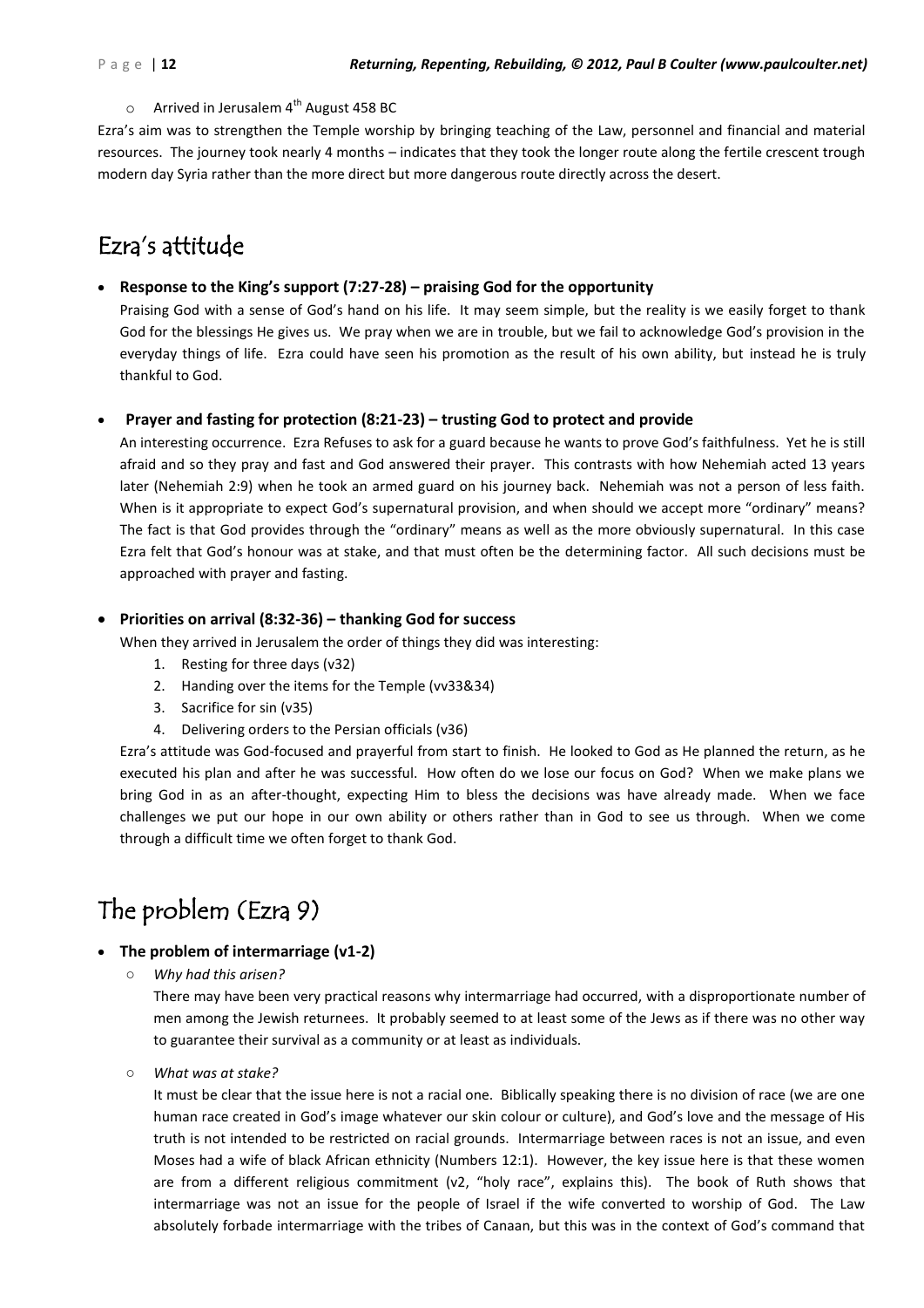- Arrived in Jerusalem 4th August 458 BC

Ezra's aim was to strengthen the Temple worship by bringing teaching of the Law, personnel and financial and material resources. The journey took nearly 4 months – indicates that they took the longer route along the fertile crescent trough modern day Syria rather than the more direct but more dangerous route directly across the desert.

## Ezra's attitude

- **Response to the King's support (7:27-28) – praising God for the opportunity**

  Praising God with a sense of God's hand on his life. It may seem simple, but the reality is we easily forget to thank God for the blessings He gives us. We pray when we are in trouble, but we fail to acknowledge God's provision in the everyday things of life. Ezra could have seen his promotion as the result of his own ability, but instead he is truly thankful to God.

- **Prayer and fasting for protection (8:21-23) – trusting God to protect and provide**

  An interesting occurrence. Ezra Refuses to ask for a guard because he wants to prove God's faithfulness. Yet he is still afraid and so they pray and fast and God answered their prayer. This contrasts with how Nehemiah acted 13 years later (Nehemiah 2:9) when he took an armed guard on his journey back. Nehemiah was not a person of less faith. When is it appropriate to expect God's supernatural provision, and when should we accept more "ordinary" means? The fact is that God provides through the "ordinary" means as well as the more obviously supernatural. In this case Ezra felt that God's honour was at stake, and that must often be the determining factor. All such decisions must be approached with prayer and fasting.

- **Priorities on arrival (8:32-36) – thanking God for success**

  When they arrived in Jerusalem the order of things they did was interesting:

  1. Resting for three days (v32)
  2. Handing over the items for the Temple (vv33&34)
  3. Sacrifice for sin (v35)
  4. Delivering orders to the Persian officials (v36)

  Ezra's attitude was God-focused and prayerful from start to finish. He looked to God as He planned the return, as he executed his plan and after he was successful. How often do we lose our focus on God? When we make plans we bring God in as an after-thought, expecting Him to bless the decisions was have already made. When we face challenges we put our hope in our own ability or others rather than in God to see us through. When we come through a difficult time we often forget to thank God.

## The problem (Ezra 9)

- **The problem of intermarriage (v1-2)**
  - *Why had this arisen?*

    There may have been very practical reasons why intermarriage had occurred, with a disproportionate number of men among the Jewish returnees. It probably seemed to at least some of the Jews as if there was no other way to guarantee their survival as a community or at least as individuals.

  - *What was at stake?*

    It must be clear that the issue here is not a racial one. Biblically speaking there is no division of race (we are one human race created in God's image whatever our skin colour or culture), and God's love and the message of His truth is not intended to be restricted on racial grounds. Intermarriage between races is not an issue, and even Moses had a wife of black African ethnicity (Numbers 12:1). However, the key issue here is that these women are from a different religious commitment (v2, "holy race", explains this). The book of Ruth shows that intermarriage was not an issue for the people of Israel if the wife converted to worship of God. The Law absolutely forbade intermarriage with the tribes of Canaan, but this was in the context of God's command that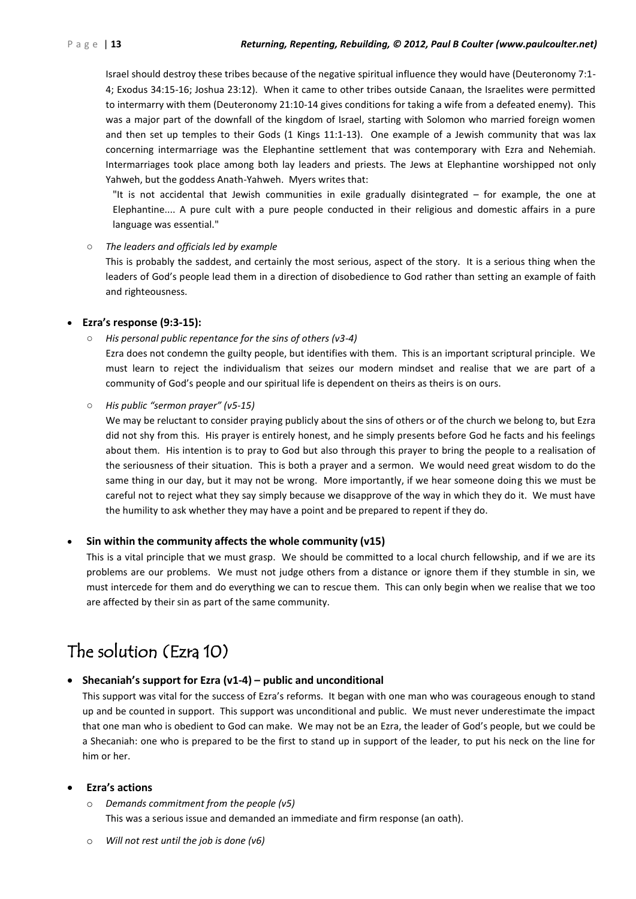Israel should destroy these tribes because of the negative spiritual influence they would have (Deuteronomy 7:1-4; Exodus 34:15-16; Joshua 23:12). When it came to other tribes outside Canaan, the Israelites were permitted to intermarry with them (Deuteronomy 21:10-14 gives conditions for taking a wife from a defeated enemy). This was a major part of the downfall of the kingdom of Israel, starting with Solomon who married foreign women and then set up temples to their Gods (1 Kings 11:1-13). One example of a Jewish community that was lax concerning intermarriage was the Elephantine settlement that was contemporary with Ezra and Nehemiah. Intermarriages took place among both lay leaders and priests. The Jews at Elephantine worshipped not only Yahweh, but the goddess Anath-Yahweh. Myers writes that:

> "It is not accidental that Jewish communities in exile gradually disintegrated – for example, the one at Elephantine.... A pure cult with a pure people conducted in their religious and domestic affairs in a pure language was essential."

- *The leaders and officials led by example*

  This is probably the saddest, and certainly the most serious, aspect of the story. It is a serious thing when the leaders of God's people lead them in a direction of disobedience to God rather than setting an example of faith and righteousness.

- **Ezra's response (9:3-15):**
  - *His personal public repentance for the sins of others (v3-4)*

    Ezra does not condemn the guilty people, but identifies with them. This is an important scriptural principle. We must learn to reject the individualism that seizes our modern mindset and realise that we are part of a community of God's people and our spiritual life is dependent on theirs as theirs is on ours.

  - *His public "sermon prayer" (v5-15)*

    We may be reluctant to consider praying publicly about the sins of others or of the church we belong to, but Ezra did not shy from this. His prayer is entirely honest, and he simply presents before God he facts and his feelings about them. His intention is to pray to God but also through this prayer to bring the people to a realisation of the seriousness of their situation. This is both a prayer and a sermon. We would need great wisdom to do the same thing in our day, but it may not be wrong. More importantly, if we hear someone doing this we must be careful not to reject what they say simply because we disapprove of the way in which they do it. We must have the humility to ask whether they may have a point and be prepared to repent if they do.

- **Sin within the community affects the whole community (v15)**

  This is a vital principle that we must grasp. We should be committed to a local church fellowship, and if we are its problems are our problems. We must not judge others from a distance or ignore them if they stumble in sin, we must intercede for them and do everything we can to rescue them. This can only begin when we realise that we too are affected by their sin as part of the same community.

## The solution (Ezra 10)

- **Shecaniah's support for Ezra (v1-4) – public and unconditional**

  This support was vital for the success of Ezra's reforms. It began with one man who was courageous enough to stand up and be counted in support. This support was unconditional and public. We must never underestimate the impact that one man who is obedient to God can make. We may not be an Ezra, the leader of God's people, but we could be a Shecaniah: one who is prepared to be the first to stand up in support of the leader, to put his neck on the line for him or her.

- **Ezra's actions**
  - *Demands commitment from the people (v5)*

    This was a serious issue and demanded an immediate and firm response (an oath).

  - *Will not rest until the job is done (v6)*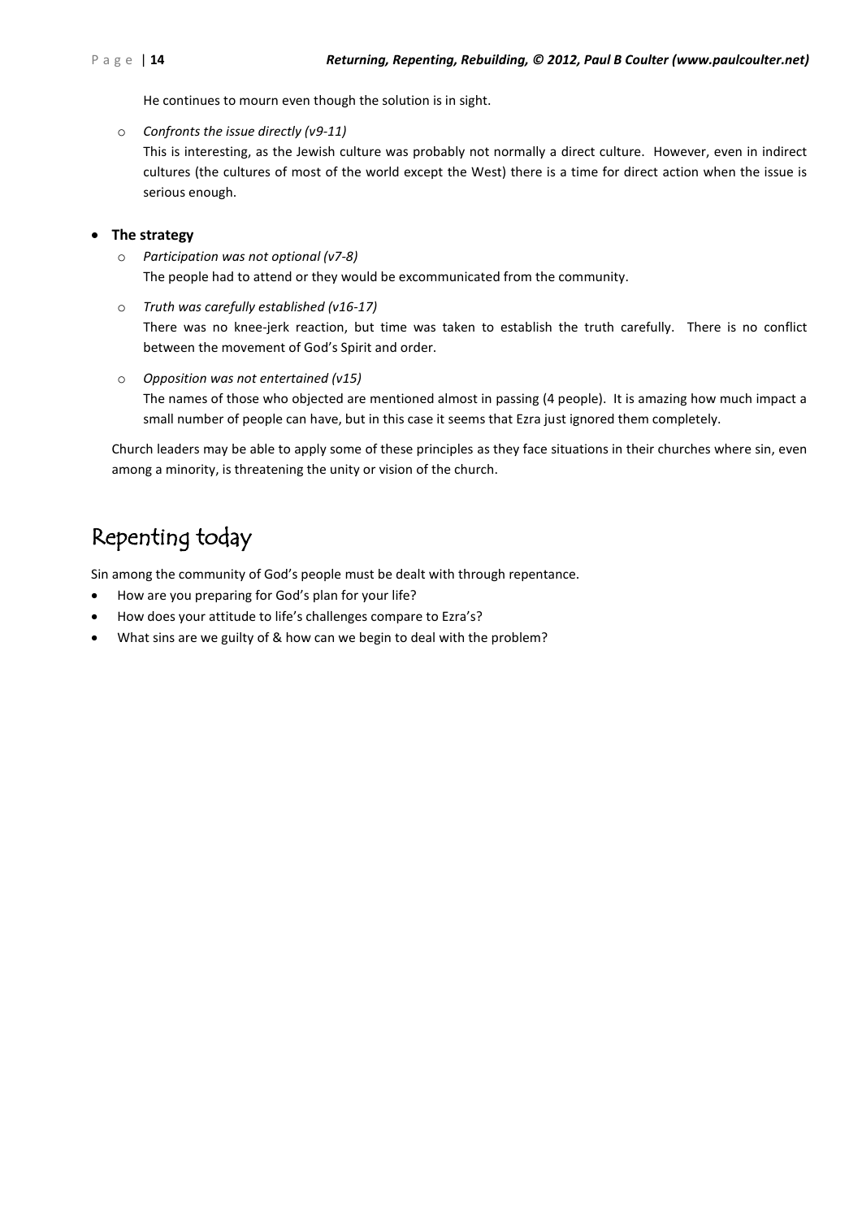He continues to mourn even though the solution is in sight.

- *Confronts the issue directly (v9-11)*

  This is interesting, as the Jewish culture was probably not normally a direct culture. However, even in indirect cultures (the cultures of most of the world except the West) there is a time for direct action when the issue is serious enough.

- **The strategy**
  - *Participation was not optional (v7-8)*

    The people had to attend or they would be excommunicated from the community.
  - *Truth was carefully established (v16-17)*

    There was no knee-jerk reaction, but time was taken to establish the truth carefully. There is no conflict between the movement of God's Spirit and order.
  - *Opposition was not entertained (v15)*

    The names of those who objected are mentioned almost in passing (4 people). It is amazing how much impact a small number of people can have, but in this case it seems that Ezra just ignored them completely.

Church leaders may be able to apply some of these principles as they face situations in their churches where sin, even among a minority, is threatening the unity or vision of the church.

## Repenting today

Sin among the community of God's people must be dealt with through repentance.

- How are you preparing for God's plan for your life?
- How does your attitude to life's challenges compare to Ezra's?
- What sins are we guilty of & how can we begin to deal with the problem?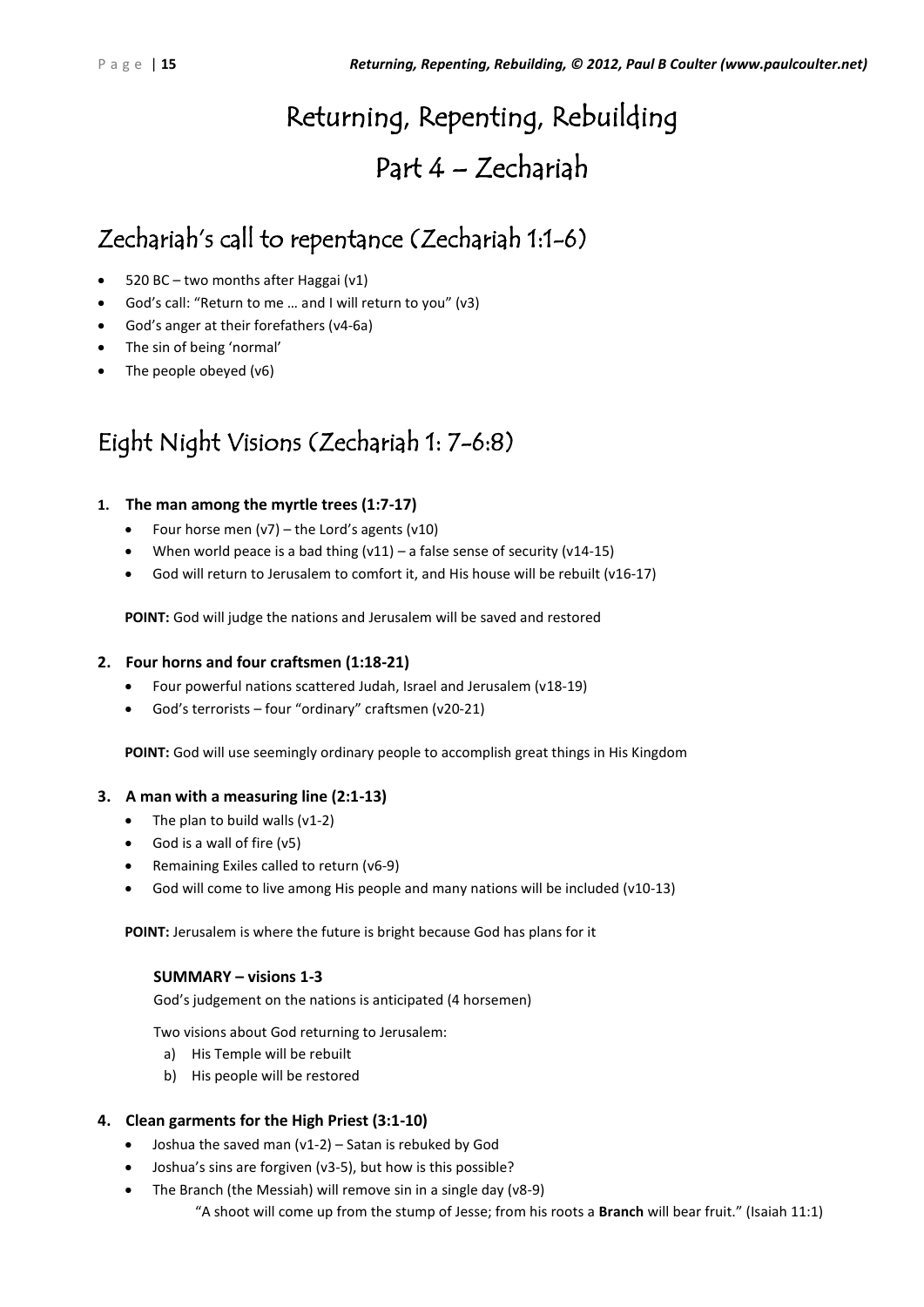# Returning, Repenting, Rebuilding

# Part 4 – Zechariah

## Zechariah's call to repentance (Zechariah 1:1-6)

- 520 BC – two months after Haggai (v1)
- God's call: "Return to me … and I will return to you" (v3)
- God's anger at their forefathers (v4-6a)
- The sin of being 'normal'
- The people obeyed (v6)

## Eight Night Visions (Zechariah 1: 7-6:8)

### 1. The man among the myrtle trees (1:7-17)

- Four horse men (v7) – the Lord's agents (v10)
- When world peace is a bad thing (v11) – a false sense of security (v14-15)
- God will return to Jerusalem to comfort it, and His house will be rebuilt (v16-17)

**POINT:** God will judge the nations and Jerusalem will be saved and restored

### 2. Four horns and four craftsmen (1:18-21)

- Four powerful nations scattered Judah, Israel and Jerusalem (v18-19)
- God's terrorists – four "ordinary" craftsmen (v20-21)

**POINT:** God will use seemingly ordinary people to accomplish great things in His Kingdom

### 3. A man with a measuring line (2:1-13)

- The plan to build walls (v1-2)
- God is a wall of fire (v5)
- Remaining Exiles called to return (v6-9)
- God will come to live among His people and many nations will be included (v10-13)

**POINT:** Jerusalem is where the future is bright because God has plans for it

**SUMMARY – visions 1-3**

God's judgement on the nations is anticipated (4 horsemen)

Two visions about God returning to Jerusalem:

a) His Temple will be rebuilt
b) His people will be restored

### 4. Clean garments for the High Priest (3:1-10)

- Joshua the saved man (v1-2) – Satan is rebuked by God
- Joshua's sins are forgiven (v3-5), but how is this possible?
- The Branch (the Messiah) will remove sin in a single day (v8-9)
  "A shoot will come up from the stump of Jesse; from his roots a **Branch** will bear fruit." (Isaiah 11:1)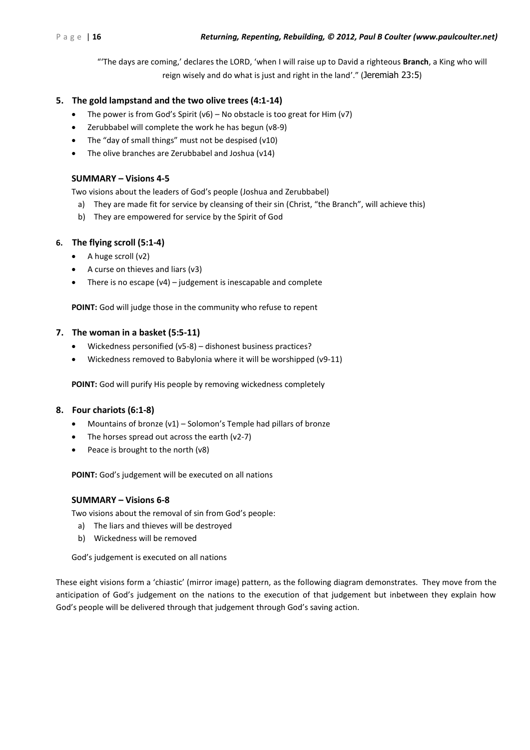"'The days are coming,' declares the LORD, 'when I will raise up to David a righteous **Branch**, a King who will reign wisely and do what is just and right in the land'." (Jeremiah 23:5)

### 5. The gold lampstand and the two olive trees (4:1-14)

- The power is from God's Spirit (v6) – No obstacle is too great for Him (v7)
- Zerubbabel will complete the work he has begun (v8-9)
- The "day of small things" must not be despised (v10)
- The olive branches are Zerubbabel and Joshua (v14)

#### SUMMARY – Visions 4-5

Two visions about the leaders of God's people (Joshua and Zerubbabel)

a) They are made fit for service by cleansing of their sin (Christ, "the Branch", will achieve this)
b) They are empowered for service by the Spirit of God

### 6. The flying scroll (5:1-4)

- A huge scroll (v2)
- A curse on thieves and liars (v3)
- There is no escape (v4) – judgement is inescapable and complete

**POINT:** God will judge those in the community who refuse to repent

### 7. The woman in a basket (5:5-11)

- Wickedness personified (v5-8) – dishonest business practices?
- Wickedness removed to Babylonia where it will be worshipped (v9-11)

**POINT:** God will purify His people by removing wickedness completely

### 8. Four chariots (6:1-8)

- Mountains of bronze (v1) – Solomon's Temple had pillars of bronze
- The horses spread out across the earth (v2-7)
- Peace is brought to the north (v8)

**POINT:** God's judgement will be executed on all nations

#### SUMMARY – Visions 6-8

Two visions about the removal of sin from God's people:

a) The liars and thieves will be destroyed
b) Wickedness will be removed

God's judgement is executed on all nations

These eight visions form a 'chiastic' (mirror image) pattern, as the following diagram demonstrates. They move from the anticipation of God's judgement on the nations to the execution of that judgement but inbetween they explain how God's people will be delivered through that judgement through God's saving action.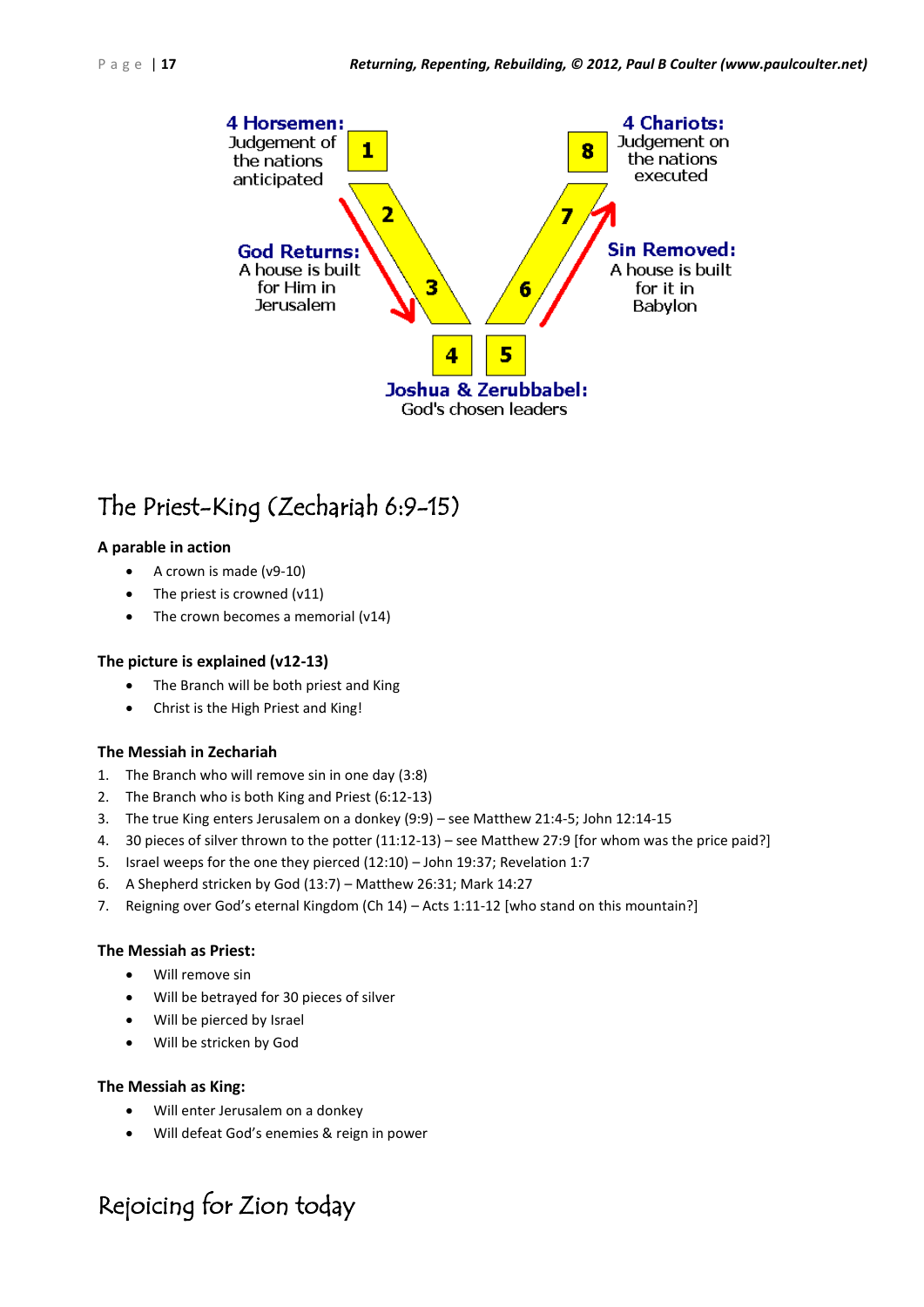4 Horsemen: Judgement of the nations anticipated

God Returns: A house is built for Him in Jerusalem

Joshua & Zerubbabel: God's chosen leaders

Sin Removed: A house is built for it in Babylon

4 Chariots: Judgement on the nations executed

## The Priest-King (Zechariah 6:9-15)

**A parable in action**

- A crown is made (v9-10)
- The priest is crowned (v11)
- The crown becomes a memorial (v14)

**The picture is explained (v12-13)**

- The Branch will be both priest and King
- Christ is the High Priest and King!

**The Messiah in Zechariah**

1. The Branch who will remove sin in one day (3:8)
2. The Branch who is both King and Priest (6:12-13)
3. The true King enters Jerusalem on a donkey (9:9) – see Matthew 21:4-5; John 12:14-15
4. 30 pieces of silver thrown to the potter (11:12-13) – see Matthew 27:9 [for whom was the price paid?]
5. Israel weeps for the one they pierced (12:10) – John 19:37; Revelation 1:7
6. A Shepherd stricken by God (13:7) – Matthew 26:31; Mark 14:27
7. Reigning over God's eternal Kingdom (Ch 14) – Acts 1:11-12 [who stand on this mountain?]

**The Messiah as Priest:**

- Will remove sin
- Will be betrayed for 30 pieces of silver
- Will be pierced by Israel
- Will be stricken by God

**The Messiah as King:**

- Will enter Jerusalem on a donkey
- Will defeat God's enemies & reign in power

## Rejoicing for Zion today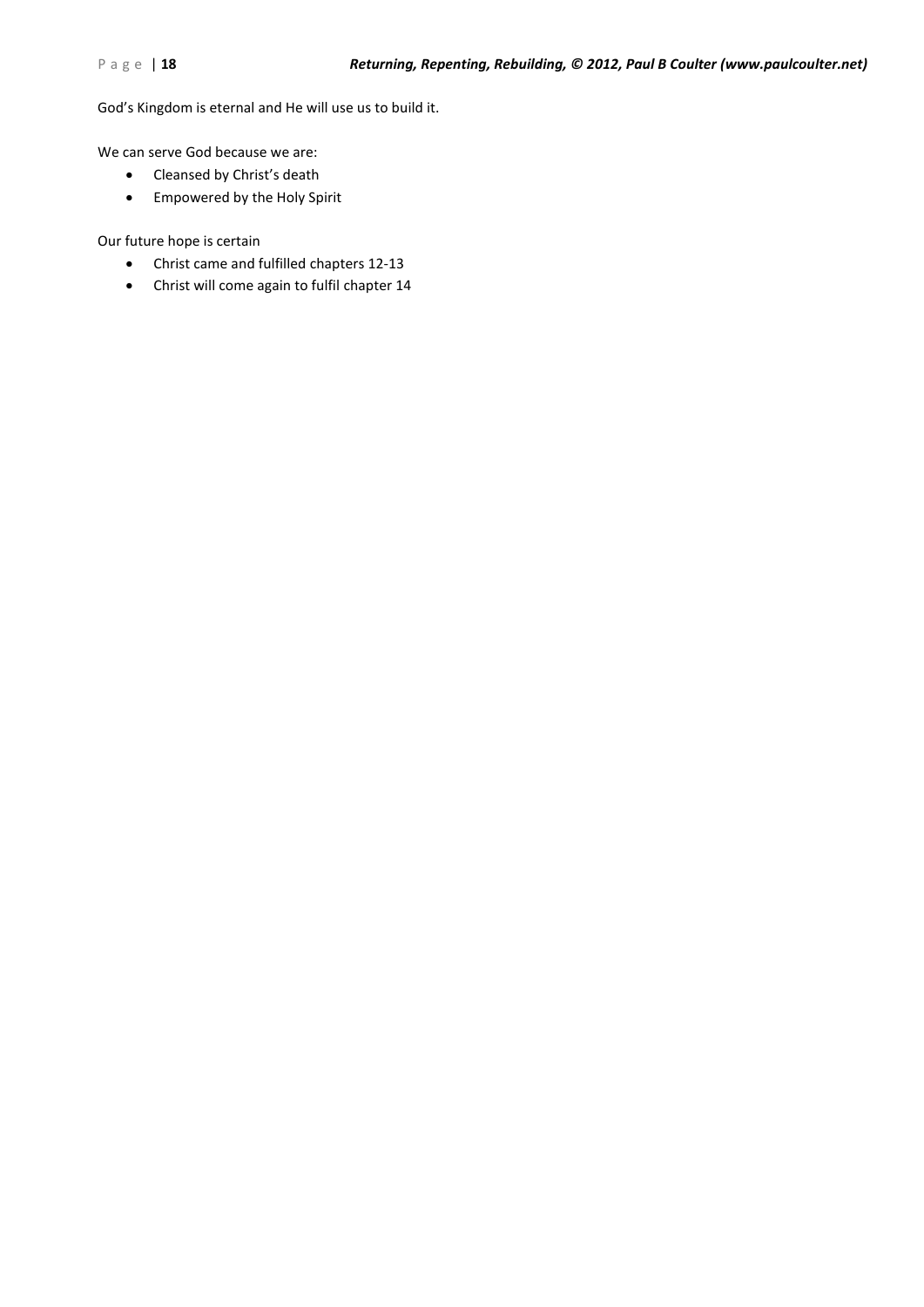God's Kingdom is eternal and He will use us to build it.

We can serve God because we are:

- Cleansed by Christ's death
- Empowered by the Holy Spirit

Our future hope is certain

- Christ came and fulfilled chapters 12-13
- Christ will come again to fulfil chapter 14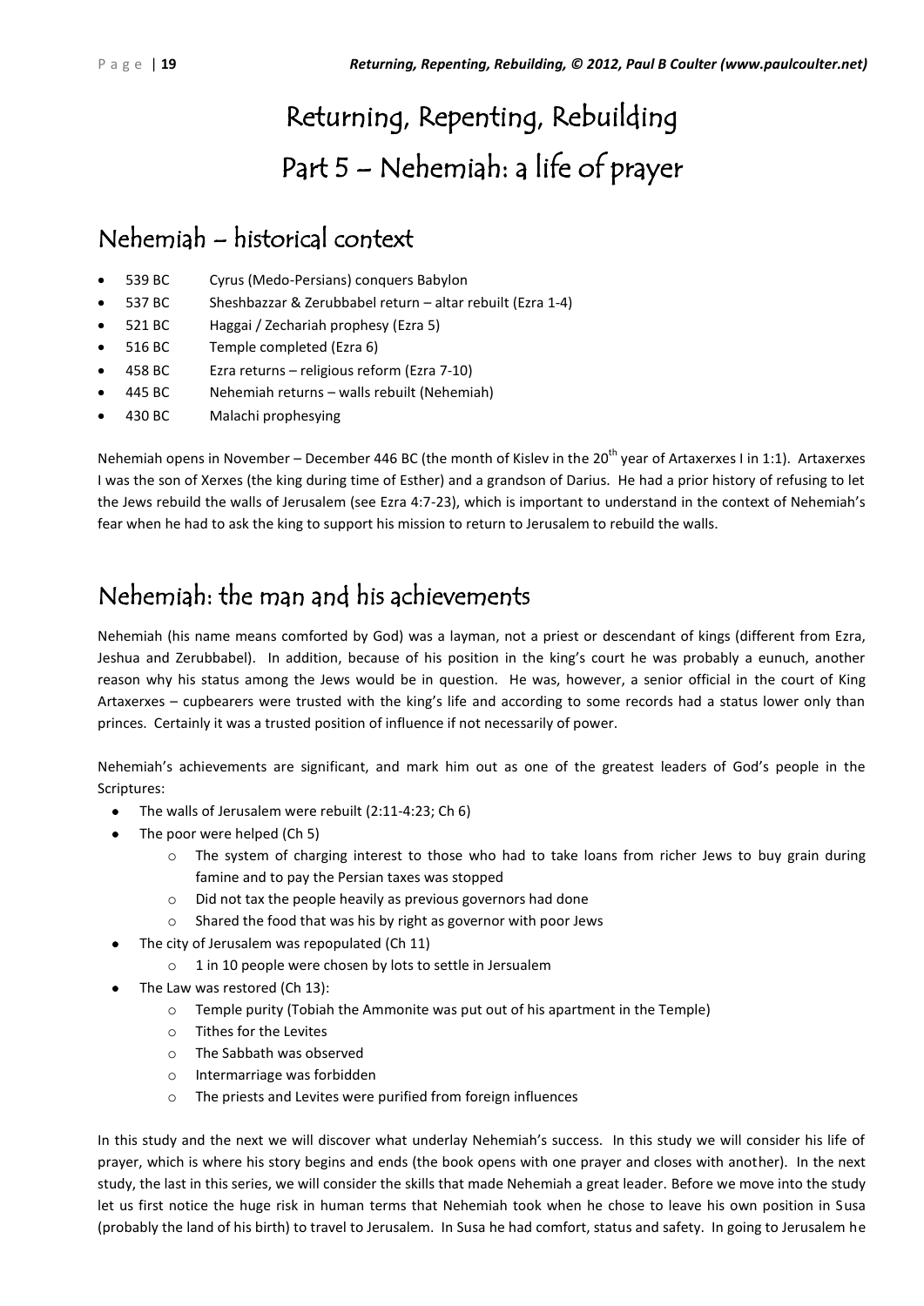# Returning, Repenting, Rebuilding
# Part 5 – Nehemiah: a life of prayer

## Nehemiah – historical context

- 539 BC Cyrus (Medo-Persians) conquers Babylon
- 537 BC Sheshbazzar & Zerubbabel return – altar rebuilt (Ezra 1-4)
- 521 BC Haggai / Zechariah prophesy (Ezra 5)
- 516 BC Temple completed (Ezra 6)
- 458 BC Ezra returns – religious reform (Ezra 7-10)
- 445 BC Nehemiah returns – walls rebuilt (Nehemiah)
- 430 BC Malachi prophesying

Nehemiah opens in November – December 446 BC (the month of Kislev in the 20th year of Artaxerxes I in 1:1). Artaxerxes I was the son of Xerxes (the king during time of Esther) and a grandson of Darius. He had a prior history of refusing to let the Jews rebuild the walls of Jerusalem (see Ezra 4:7-23), which is important to understand in the context of Nehemiah's fear when he had to ask the king to support his mission to return to Jerusalem to rebuild the walls.

## Nehemiah: the man and his achievements

Nehemiah (his name means comforted by God) was a layman, not a priest or descendant of kings (different from Ezra, Jeshua and Zerubbabel). In addition, because of his position in the king's court he was probably a eunuch, another reason why his status among the Jews would be in question. He was, however, a senior official in the court of King Artaxerxes – cupbearers were trusted with the king's life and according to some records had a status lower only than princes. Certainly it was a trusted position of influence if not necessarily of power.

Nehemiah's achievements are significant, and mark him out as one of the greatest leaders of God's people in the Scriptures:

- The walls of Jerusalem were rebuilt (2:11-4:23; Ch 6)
- The poor were helped (Ch 5)
  - The system of charging interest to those who had to take loans from richer Jews to buy grain during famine and to pay the Persian taxes was stopped
  - Did not tax the people heavily as previous governors had done
  - Shared the food that was his by right as governor with poor Jews
- The city of Jerusalem was repopulated (Ch 11)
  - 1 in 10 people were chosen by lots to settle in Jersualem
- The Law was restored (Ch 13):
  - Temple purity (Tobiah the Ammonite was put out of his apartment in the Temple)
  - Tithes for the Levites
  - The Sabbath was observed
  - Intermarriage was forbidden
  - The priests and Levites were purified from foreign influences

In this study and the next we will discover what underlay Nehemiah's success. In this study we will consider his life of prayer, which is where his story begins and ends (the book opens with one prayer and closes with another). In the next study, the last in this series, we will consider the skills that made Nehemiah a great leader. Before we move into the study let us first notice the huge risk in human terms that Nehemiah took when he chose to leave his own position in Susa (probably the land of his birth) to travel to Jerusalem. In Susa he had comfort, status and safety. In going to Jerusalem he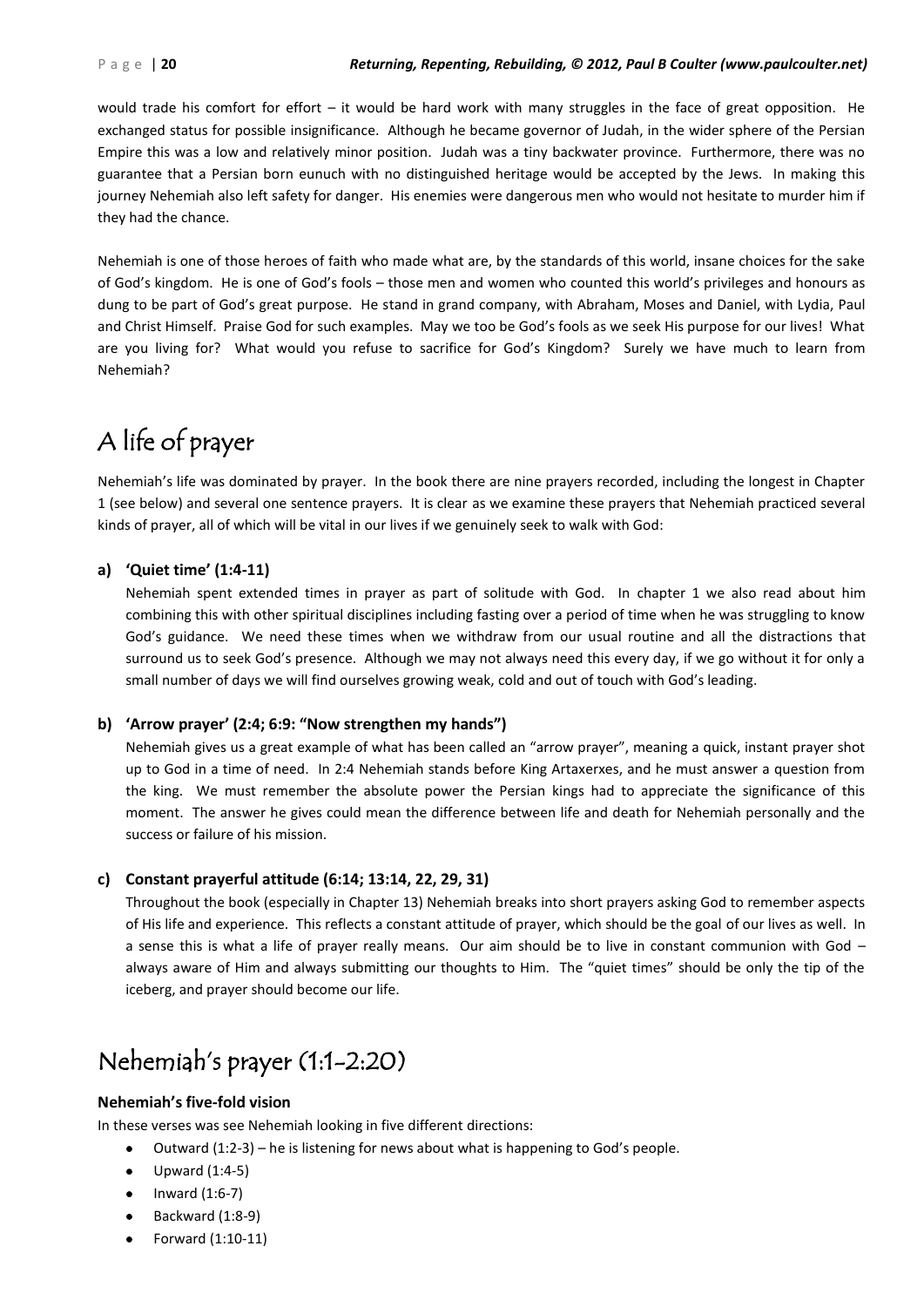would trade his comfort for effort – it would be hard work with many struggles in the face of great opposition. He exchanged status for possible insignificance. Although he became governor of Judah, in the wider sphere of the Persian Empire this was a low and relatively minor position. Judah was a tiny backwater province. Furthermore, there was no guarantee that a Persian born eunuch with no distinguished heritage would be accepted by the Jews. In making this journey Nehemiah also left safety for danger. His enemies were dangerous men who would not hesitate to murder him if they had the chance.

Nehemiah is one of those heroes of faith who made what are, by the standards of this world, insane choices for the sake of God's kingdom. He is one of God's fools – those men and women who counted this world's privileges and honours as dung to be part of God's great purpose. He stand in grand company, with Abraham, Moses and Daniel, with Lydia, Paul and Christ Himself. Praise God for such examples. May we too be God's fools as we seek His purpose for our lives! What are you living for? What would you refuse to sacrifice for God's Kingdom? Surely we have much to learn from Nehemiah?

# A life of prayer

Nehemiah's life was dominated by prayer. In the book there are nine prayers recorded, including the longest in Chapter 1 (see below) and several one sentence prayers. It is clear as we examine these prayers that Nehemiah practiced several kinds of prayer, all of which will be vital in our lives if we genuinely seek to walk with God:

**a) 'Quiet time' (1:4-11)**

Nehemiah spent extended times in prayer as part of solitude with God. In chapter 1 we also read about him combining this with other spiritual disciplines including fasting over a period of time when he was struggling to know God's guidance. We need these times when we withdraw from our usual routine and all the distractions that surround us to seek God's presence. Although we may not always need this every day, if we go without it for only a small number of days we will find ourselves growing weak, cold and out of touch with God's leading.

**b) 'Arrow prayer' (2:4; 6:9: "Now strengthen my hands")**

Nehemiah gives us a great example of what has been called an "arrow prayer", meaning a quick, instant prayer shot up to God in a time of need. In 2:4 Nehemiah stands before King Artaxerxes, and he must answer a question from the king. We must remember the absolute power the Persian kings had to appreciate the significance of this moment. The answer he gives could mean the difference between life and death for Nehemiah personally and the success or failure of his mission.

**c) Constant prayerful attitude (6:14; 13:14, 22, 29, 31)**

Throughout the book (especially in Chapter 13) Nehemiah breaks into short prayers asking God to remember aspects of His life and experience. This reflects a constant attitude of prayer, which should be the goal of our lives as well. In a sense this is what a life of prayer really means. Our aim should be to live in constant communion with God – always aware of Him and always submitting our thoughts to Him. The "quiet times" should be only the tip of the iceberg, and prayer should become our life.

# Nehemiah's prayer (1:1-2:20)

**Nehemiah's five-fold vision**

In these verses was see Nehemiah looking in five different directions:

- Outward (1:2-3) – he is listening for news about what is happening to God's people.
- Upward (1:4-5)
- Inward (1:6-7)
- Backward (1:8-9)
- Forward (1:10-11)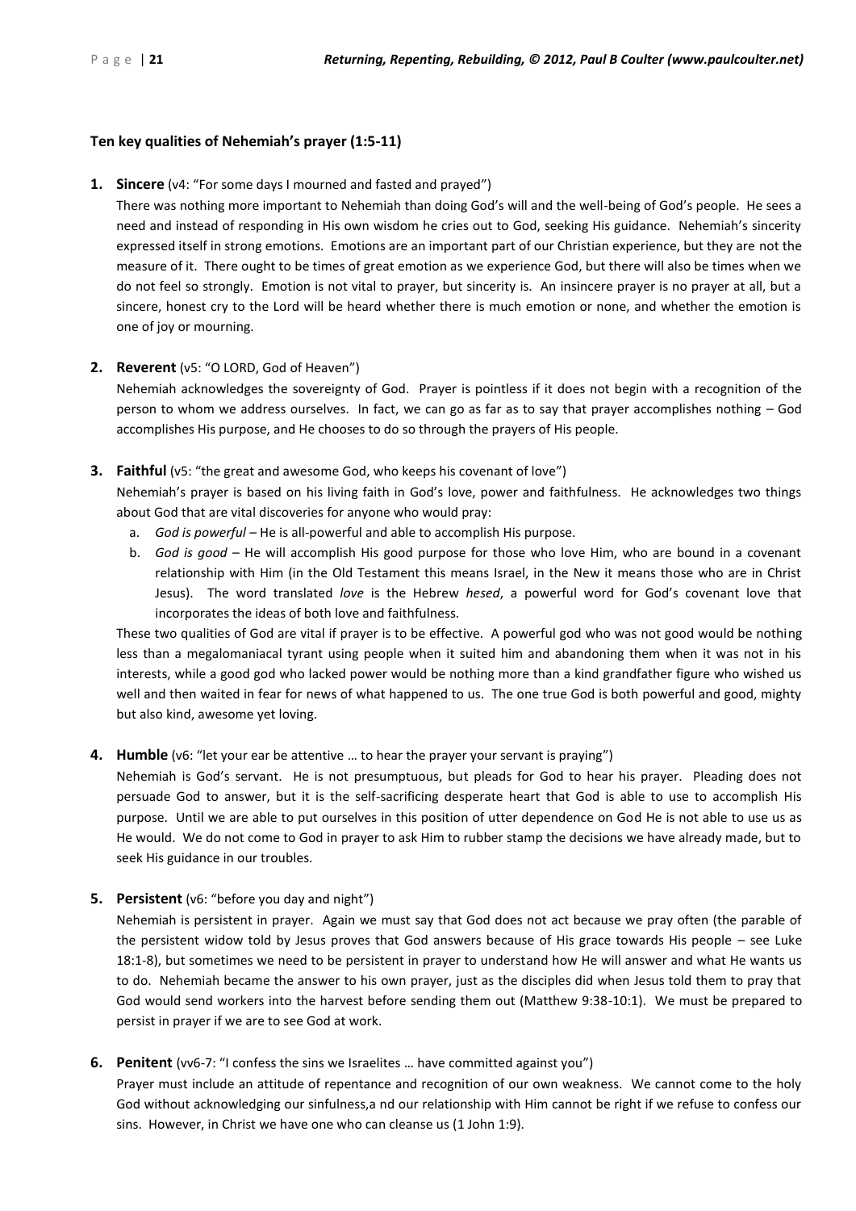**Ten key qualities of Nehemiah's prayer (1:5-11)**

1. **Sincere** (v4: "For some days I mourned and fasted and prayed")

   There was nothing more important to Nehemiah than doing God's will and the well-being of God's people. He sees a need and instead of responding in His own wisdom he cries out to God, seeking His guidance. Nehemiah's sincerity expressed itself in strong emotions. Emotions are an important part of our Christian experience, but they are not the measure of it. There ought to be times of great emotion as we experience God, but there will also be times when we do not feel so strongly. Emotion is not vital to prayer, but sincerity is. An insincere prayer is no prayer at all, but a sincere, honest cry to the Lord will be heard whether there is much emotion or none, and whether the emotion is one of joy or mourning.

2. **Reverent** (v5: "O LORD, God of Heaven")

   Nehemiah acknowledges the sovereignty of God. Prayer is pointless if it does not begin with a recognition of the person to whom we address ourselves. In fact, we can go as far as to say that prayer accomplishes nothing – God accomplishes His purpose, and He chooses to do so through the prayers of His people.

3. **Faithful** (v5: "the great and awesome God, who keeps his covenant of love")

   Nehemiah's prayer is based on his living faith in God's love, power and faithfulness. He acknowledges two things about God that are vital discoveries for anyone who would pray:

   a. *God is powerful* – He is all-powerful and able to accomplish His purpose.
   b. *God is good* – He will accomplish His good purpose for those who love Him, who are bound in a covenant relationship with Him (in the Old Testament this means Israel, in the New it means those who are in Christ Jesus). The word translated *love* is the Hebrew *hesed*, a powerful word for God's covenant love that incorporates the ideas of both love and faithfulness.

   These two qualities of God are vital if prayer is to be effective. A powerful god who was not good would be nothing less than a megalomaniacal tyrant using people when it suited him and abandoning them when it was not in his interests, while a good god who lacked power would be nothing more than a kind grandfather figure who wished us well and then waited in fear for news of what happened to us. The one true God is both powerful and good, mighty but also kind, awesome yet loving.

4. **Humble** (v6: "let your ear be attentive … to hear the prayer your servant is praying")

   Nehemiah is God's servant. He is not presumptuous, but pleads for God to hear his prayer. Pleading does not persuade God to answer, but it is the self-sacrificing desperate heart that God is able to use to accomplish His purpose. Until we are able to put ourselves in this position of utter dependence on God He is not able to use us as He would. We do not come to God in prayer to ask Him to rubber stamp the decisions we have already made, but to seek His guidance in our troubles.

5. **Persistent** (v6: "before you day and night")

   Nehemiah is persistent in prayer. Again we must say that God does not act because we pray often (the parable of the persistent widow told by Jesus proves that God answers because of His grace towards His people – see Luke 18:1-8), but sometimes we need to be persistent in prayer to understand how He will answer and what He wants us to do. Nehemiah became the answer to his own prayer, just as the disciples did when Jesus told them to pray that God would send workers into the harvest before sending them out (Matthew 9:38-10:1). We must be prepared to persist in prayer if we are to see God at work.

6. **Penitent** (vv6-7: "I confess the sins we Israelites … have committed against you")

   Prayer must include an attitude of repentance and recognition of our own weakness. We cannot come to the holy God without acknowledging our sinfulness,a nd our relationship with Him cannot be right if we refuse to confess our sins. However, in Christ we have one who can cleanse us (1 John 1:9).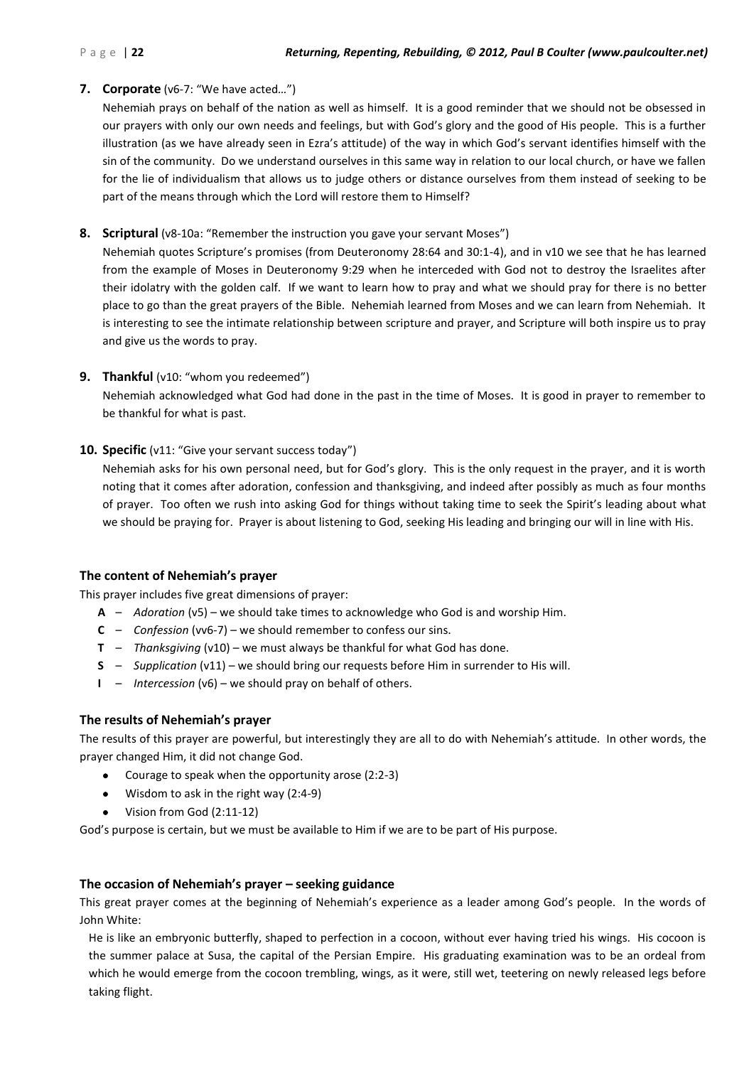**7. Corporate** (v6-7: "We have acted…")

Nehemiah prays on behalf of the nation as well as himself. It is a good reminder that we should not be obsessed in our prayers with only our own needs and feelings, but with God's glory and the good of His people. This is a further illustration (as we have already seen in Ezra's attitude) of the way in which God's servant identifies himself with the sin of the community. Do we understand ourselves in this same way in relation to our local church, or have we fallen for the lie of individualism that allows us to judge others or distance ourselves from them instead of seeking to be part of the means through which the Lord will restore them to Himself?

**8. Scriptural** (v8-10a: "Remember the instruction you gave your servant Moses")

Nehemiah quotes Scripture's promises (from Deuteronomy 28:64 and 30:1-4), and in v10 we see that he has learned from the example of Moses in Deuteronomy 9:29 when he interceded with God not to destroy the Israelites after their idolatry with the golden calf. If we want to learn how to pray and what we should pray for there is no better place to go than the great prayers of the Bible. Nehemiah learned from Moses and we can learn from Nehemiah. It is interesting to see the intimate relationship between scripture and prayer, and Scripture will both inspire us to pray and give us the words to pray.

**9. Thankful** (v10: "whom you redeemed")

Nehemiah acknowledged what God had done in the past in the time of Moses. It is good in prayer to remember to be thankful for what is past.

**10. Specific** (v11: "Give your servant success today")

Nehemiah asks for his own personal need, but for God's glory. This is the only request in the prayer, and it is worth noting that it comes after adoration, confession and thanksgiving, and indeed after possibly as much as four months of prayer. Too often we rush into asking God for things without taking time to seek the Spirit's leading about what we should be praying for. Prayer is about listening to God, seeking His leading and bringing our will in line with His.

### The content of Nehemiah's prayer

This prayer includes five great dimensions of prayer:

- **A** – *Adoration* (v5) – we should take times to acknowledge who God is and worship Him.
- **C** – *Confession* (vv6-7) – we should remember to confess our sins.
- **T** – *Thanksgiving* (v10) – we must always be thankful for what God has done.
- **S** – *Supplication* (v11) – we should bring our requests before Him in surrender to His will.
- **I** – *Intercession* (v6) – we should pray on behalf of others.

### The results of Nehemiah's prayer

The results of this prayer are powerful, but interestingly they are all to do with Nehemiah's attitude. In other words, the prayer changed Him, it did not change God.

- Courage to speak when the opportunity arose (2:2-3)
- Wisdom to ask in the right way (2:4-9)
- Vision from God (2:11-12)

God's purpose is certain, but we must be available to Him if we are to be part of His purpose.

### The occasion of Nehemiah's prayer – seeking guidance

This great prayer comes at the beginning of Nehemiah's experience as a leader among God's people. In the words of John White:

> He is like an embryonic butterfly, shaped to perfection in a cocoon, without ever having tried his wings. His cocoon is the summer palace at Susa, the capital of the Persian Empire. His graduating examination was to be an ordeal from which he would emerge from the cocoon trembling, wings, as it were, still wet, teetering on newly released legs before taking flight.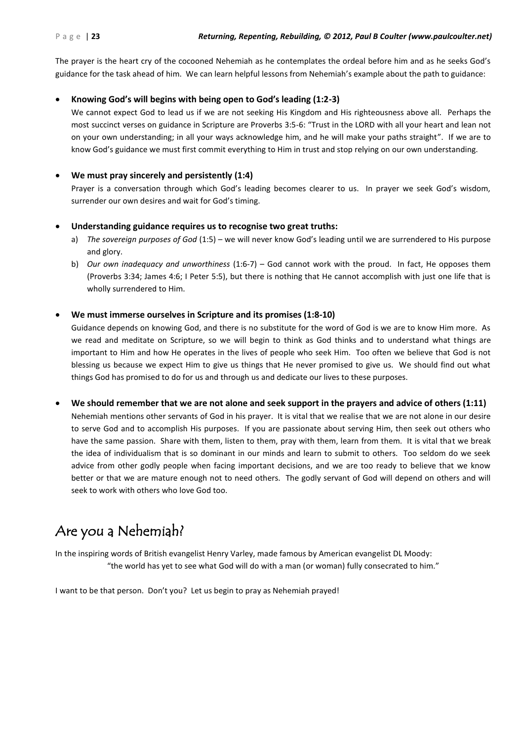The prayer is the heart cry of the cocooned Nehemiah as he contemplates the ordeal before him and as he seeks God's guidance for the task ahead of him. We can learn helpful lessons from Nehemiah's example about the path to guidance:

- **Knowing God's will begins with being open to God's leading (1:2-3)**

  We cannot expect God to lead us if we are not seeking His Kingdom and His righteousness above all. Perhaps the most succinct verses on guidance in Scripture are Proverbs 3:5-6: "Trust in the LORD with all your heart and lean not on your own understanding; in all your ways acknowledge him, and he will make your paths straight". If we are to know God's guidance we must first commit everything to Him in trust and stop relying on our own understanding.

- **We must pray sincerely and persistently (1:4)**

  Prayer is a conversation through which God's leading becomes clearer to us. In prayer we seek God's wisdom, surrender our own desires and wait for God's timing.

- **Understanding guidance requires us to recognise two great truths:**
  a) *The sovereign purposes of God* (1:5) – we will never know God's leading until we are surrendered to His purpose and glory.
  b) *Our own inadequacy and unworthiness* (1:6-7) – God cannot work with the proud. In fact, He opposes them (Proverbs 3:34; James 4:6; I Peter 5:5), but there is nothing that He cannot accomplish with just one life that is wholly surrendered to Him.

- **We must immerse ourselves in Scripture and its promises (1:8-10)**

  Guidance depends on knowing God, and there is no substitute for the word of God is we are to know Him more. As we read and meditate on Scripture, so we will begin to think as God thinks and to understand what things are important to Him and how He operates in the lives of people who seek Him. Too often we believe that God is not blessing us because we expect Him to give us things that He never promised to give us. We should find out what things God has promised to do for us and through us and dedicate our lives to these purposes.

- **We should remember that we are not alone and seek support in the prayers and advice of others (1:11)**

  Nehemiah mentions other servants of God in his prayer. It is vital that we realise that we are not alone in our desire to serve God and to accomplish His purposes. If you are passionate about serving Him, then seek out others who have the same passion. Share with them, listen to them, pray with them, learn from them. It is vital that we break the idea of individualism that is so dominant in our minds and learn to submit to others. Too seldom do we seek advice from other godly people when facing important decisions, and we are too ready to believe that we know better or that we are mature enough not to need others. The godly servant of God will depend on others and will seek to work with others who love God too.

## Are you a Nehemiah?

In the inspiring words of British evangelist Henry Varley, made famous by American evangelist DL Moody:

"the world has yet to see what God will do with a man (or woman) fully consecrated to him."

I want to be that person. Don't you? Let us begin to pray as Nehemiah prayed!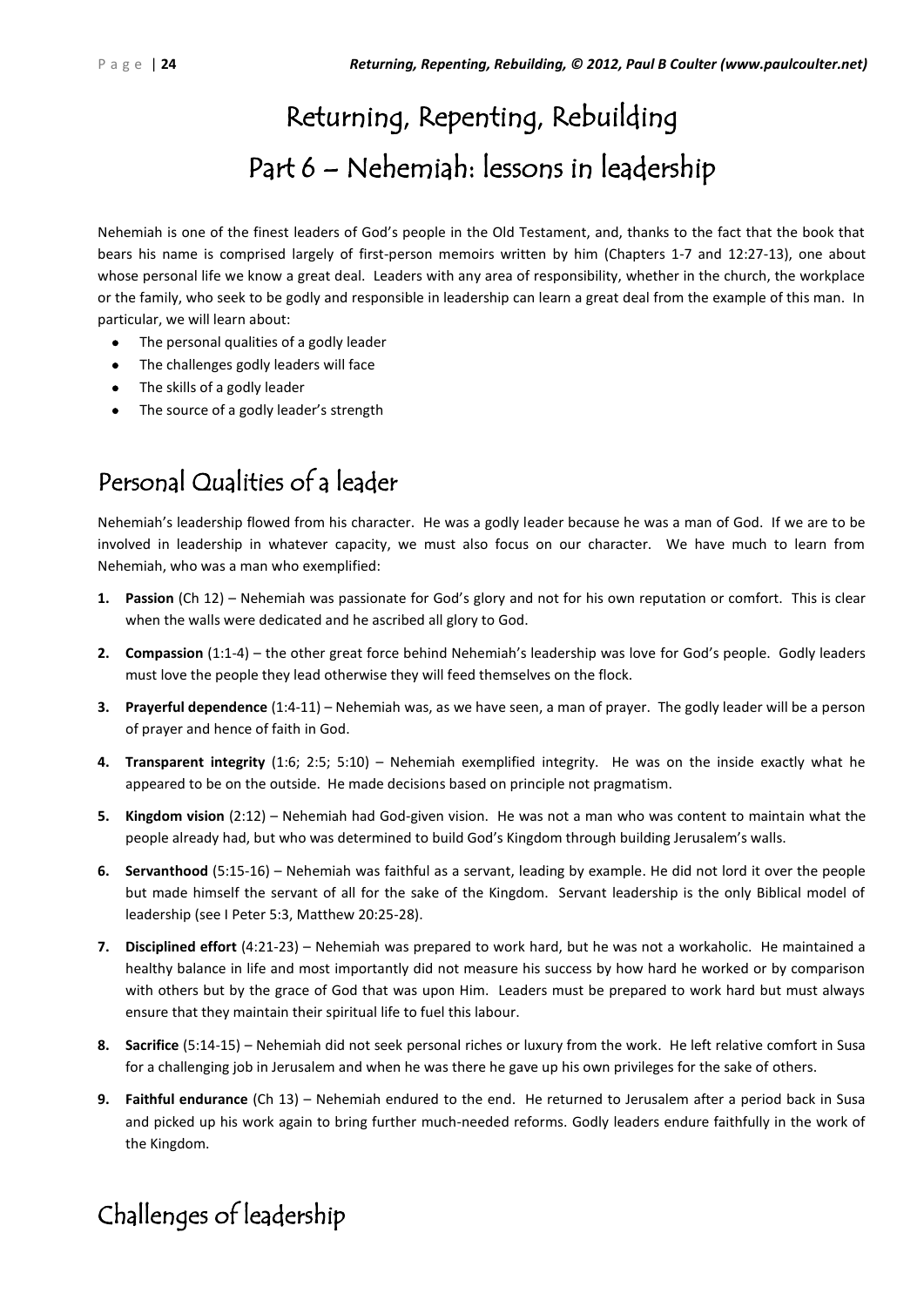# Returning, Repenting, Rebuilding

# Part 6 – Nehemiah: lessons in leadership

Nehemiah is one of the finest leaders of God's people in the Old Testament, and, thanks to the fact that the book that bears his name is comprised largely of first-person memoirs written by him (Chapters 1-7 and 12:27-13), one about whose personal life we know a great deal. Leaders with any area of responsibility, whether in the church, the workplace or the family, who seek to be godly and responsible in leadership can learn a great deal from the example of this man. In particular, we will learn about:

- The personal qualities of a godly leader
- The challenges godly leaders will face
- The skills of a godly leader
- The source of a godly leader's strength

## Personal Qualities of a leader

Nehemiah's leadership flowed from his character. He was a godly leader because he was a man of God. If we are to be involved in leadership in whatever capacity, we must also focus on our character. We have much to learn from Nehemiah, who was a man who exemplified:

1. **Passion** (Ch 12) – Nehemiah was passionate for God's glory and not for his own reputation or comfort. This is clear when the walls were dedicated and he ascribed all glory to God.
2. **Compassion** (1:1-4) – the other great force behind Nehemiah's leadership was love for God's people. Godly leaders must love the people they lead otherwise they will feed themselves on the flock.
3. **Prayerful dependence** (1:4-11) – Nehemiah was, as we have seen, a man of prayer. The godly leader will be a person of prayer and hence of faith in God.
4. **Transparent integrity** (1:6; 2:5; 5:10) – Nehemiah exemplified integrity. He was on the inside exactly what he appeared to be on the outside. He made decisions based on principle not pragmatism.
5. **Kingdom vision** (2:12) – Nehemiah had God-given vision. He was not a man who was content to maintain what the people already had, but who was determined to build God's Kingdom through building Jerusalem's walls.
6. **Servanthood** (5:15-16) – Nehemiah was faithful as a servant, leading by example. He did not lord it over the people but made himself the servant of all for the sake of the Kingdom. Servant leadership is the only Biblical model of leadership (see I Peter 5:3, Matthew 20:25-28).
7. **Disciplined effort** (4:21-23) – Nehemiah was prepared to work hard, but he was not a workaholic. He maintained a healthy balance in life and most importantly did not measure his success by how hard he worked or by comparison with others but by the grace of God that was upon Him. Leaders must be prepared to work hard but must always ensure that they maintain their spiritual life to fuel this labour.
8. **Sacrifice** (5:14-15) – Nehemiah did not seek personal riches or luxury from the work. He left relative comfort in Susa for a challenging job in Jerusalem and when he was there he gave up his own privileges for the sake of others.
9. **Faithful endurance** (Ch 13) – Nehemiah endured to the end. He returned to Jerusalem after a period back in Susa and picked up his work again to bring further much-needed reforms. Godly leaders endure faithfully in the work of the Kingdom.

## Challenges of leadership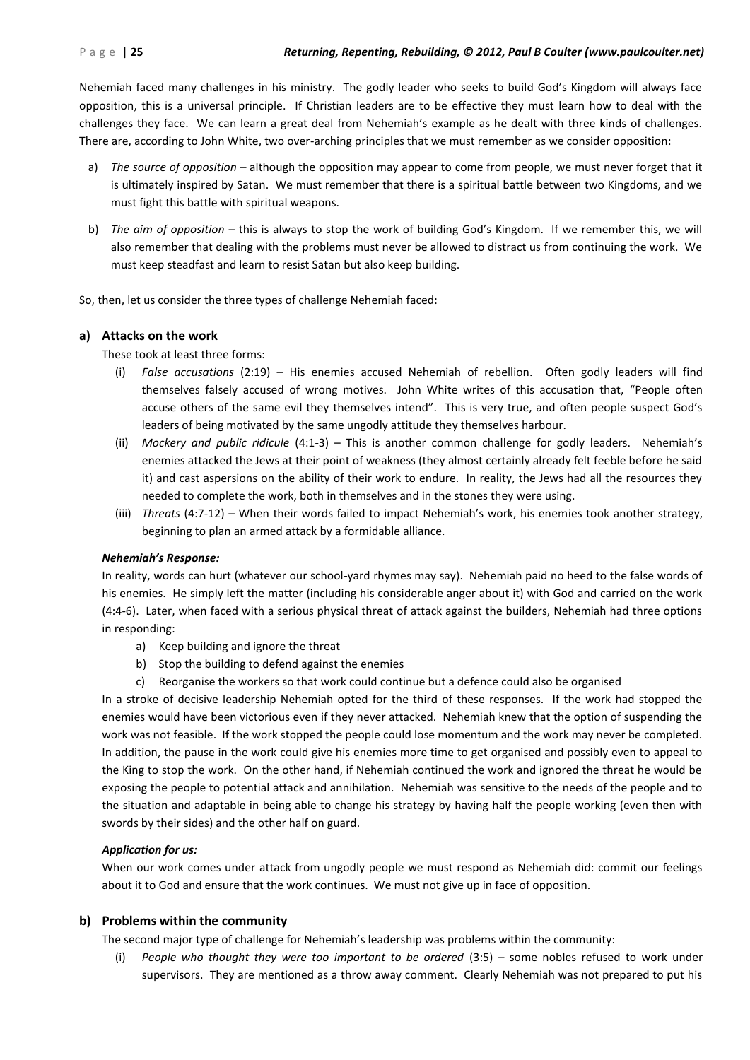Nehemiah faced many challenges in his ministry. The godly leader who seeks to build God's Kingdom will always face opposition, this is a universal principle. If Christian leaders are to be effective they must learn how to deal with the challenges they face. We can learn a great deal from Nehemiah's example as he dealt with three kinds of challenges. There are, according to John White, two over-arching principles that we must remember as we consider opposition:

a) *The source of opposition* – although the opposition may appear to come from people, we must never forget that it is ultimately inspired by Satan. We must remember that there is a spiritual battle between two Kingdoms, and we must fight this battle with spiritual weapons.

b) *The aim of opposition* – this is always to stop the work of building God's Kingdom. If we remember this, we will also remember that dealing with the problems must never be allowed to distract us from continuing the work. We must keep steadfast and learn to resist Satan but also keep building.

So, then, let us consider the three types of challenge Nehemiah faced:

### a) Attacks on the work

These took at least three forms:

(i) *False accusations* (2:19) – His enemies accused Nehemiah of rebellion. Often godly leaders will find themselves falsely accused of wrong motives. John White writes of this accusation that, "People often accuse others of the same evil they themselves intend". This is very true, and often people suspect God's leaders of being motivated by the same ungodly attitude they themselves harbour.

(ii) *Mockery and public ridicule* (4:1-3) – This is another common challenge for godly leaders. Nehemiah's enemies attacked the Jews at their point of weakness (they almost certainly already felt feeble before he said it) and cast aspersions on the ability of their work to endure. In reality, the Jews had all the resources they needed to complete the work, both in themselves and in the stones they were using.

(iii) *Threats* (4:7-12) – When their words failed to impact Nehemiah's work, his enemies took another strategy, beginning to plan an armed attack by a formidable alliance.

***Nehemiah's Response:***

In reality, words can hurt (whatever our school-yard rhymes may say). Nehemiah paid no heed to the false words of his enemies. He simply left the matter (including his considerable anger about it) with God and carried on the work (4:4-6). Later, when faced with a serious physical threat of attack against the builders, Nehemiah had three options in responding:

a) Keep building and ignore the threat
b) Stop the building to defend against the enemies
c) Reorganise the workers so that work could continue but a defence could also be organised

In a stroke of decisive leadership Nehemiah opted for the third of these responses. If the work had stopped the enemies would have been victorious even if they never attacked. Nehemiah knew that the option of suspending the work was not feasible. If the work stopped the people could lose momentum and the work may never be completed. In addition, the pause in the work could give his enemies more time to get organised and possibly even to appeal to the King to stop the work. On the other hand, if Nehemiah continued the work and ignored the threat he would be exposing the people to potential attack and annihilation. Nehemiah was sensitive to the needs of the people and to the situation and adaptable in being able to change his strategy by having half the people working (even then with swords by their sides) and the other half on guard.

***Application for us:***

When our work comes under attack from ungodly people we must respond as Nehemiah did: commit our feelings about it to God and ensure that the work continues. We must not give up in face of opposition.

### b) Problems within the community

The second major type of challenge for Nehemiah's leadership was problems within the community:

(i) *People who thought they were too important to be ordered* (3:5) – some nobles refused to work under supervisors. They are mentioned as a throw away comment. Clearly Nehemiah was not prepared to put his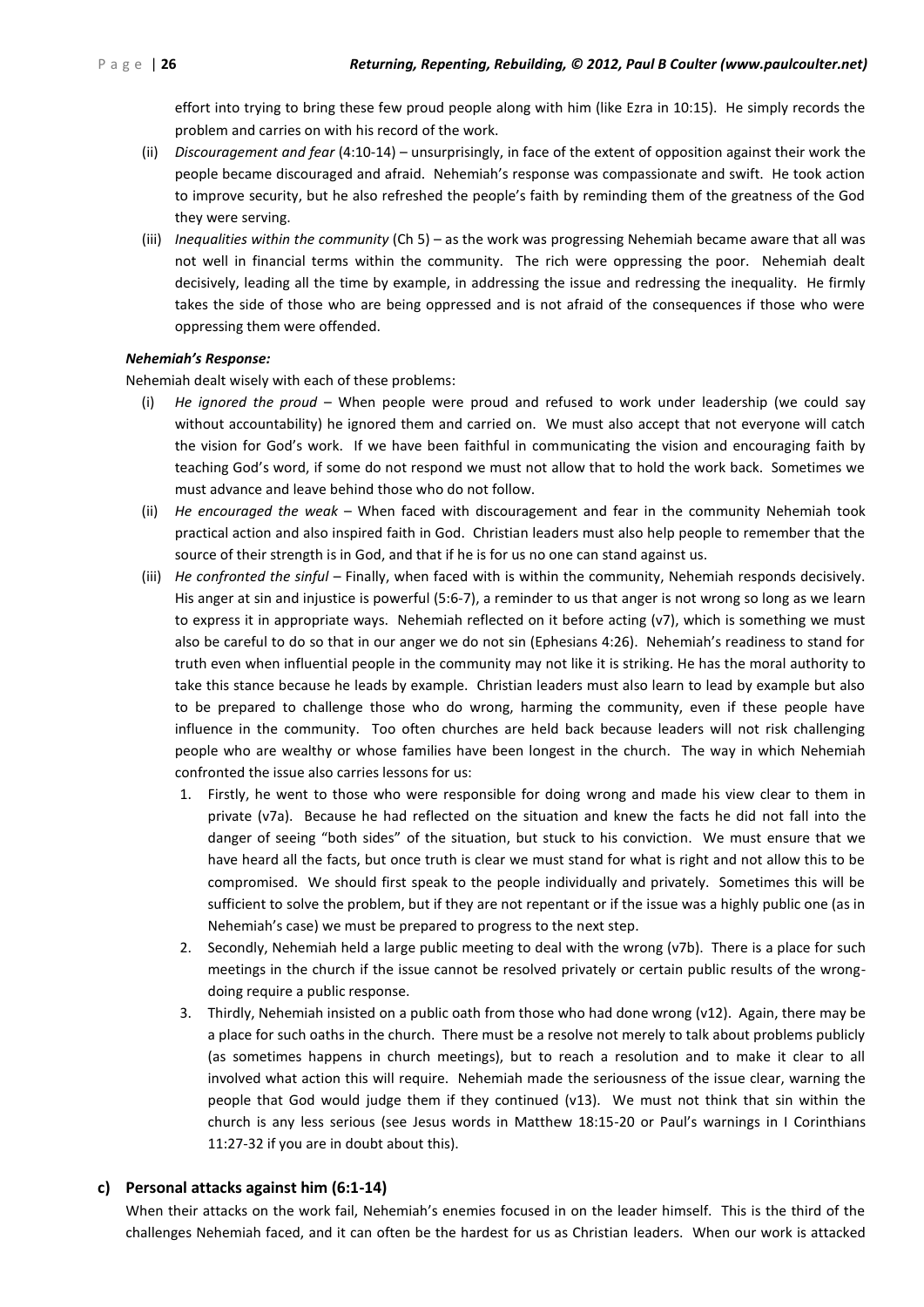effort into trying to bring these few proud people along with him (like Ezra in 10:15). He simply records the problem and carries on with his record of the work.

(ii) *Discouragement and fear* (4:10-14) – unsurprisingly, in face of the extent of opposition against their work the people became discouraged and afraid. Nehemiah's response was compassionate and swift. He took action to improve security, but he also refreshed the people's faith by reminding them of the greatness of the God they were serving.

(iii) *Inequalities within the community* (Ch 5) – as the work was progressing Nehemiah became aware that all was not well in financial terms within the community. The rich were oppressing the poor. Nehemiah dealt decisively, leading all the time by example, in addressing the issue and redressing the inequality. He firmly takes the side of those who are being oppressed and is not afraid of the consequences if those who were oppressing them were offended.

***Nehemiah's Response:***

Nehemiah dealt wisely with each of these problems:

(i) *He ignored the proud* – When people were proud and refused to work under leadership (we could say without accountability) he ignored them and carried on. We must also accept that not everyone will catch the vision for God's work. If we have been faithful in communicating the vision and encouraging faith by teaching God's word, if some do not respond we must not allow that to hold the work back. Sometimes we must advance and leave behind those who do not follow.

(ii) *He encouraged the weak* – When faced with discouragement and fear in the community Nehemiah took practical action and also inspired faith in God. Christian leaders must also help people to remember that the source of their strength is in God, and that if he is for us no one can stand against us.

(iii) *He confronted the sinful* – Finally, when faced with is within the community, Nehemiah responds decisively. His anger at sin and injustice is powerful (5:6-7), a reminder to us that anger is not wrong so long as we learn to express it in appropriate ways. Nehemiah reflected on it before acting (v7), which is something we must also be careful to do so that in our anger we do not sin (Ephesians 4:26). Nehemiah's readiness to stand for truth even when influential people in the community may not like it is striking. He has the moral authority to take this stance because he leads by example. Christian leaders must also learn to lead by example but also to be prepared to challenge those who do wrong, harming the community, even if these people have influence in the community. Too often churches are held back because leaders will not risk challenging people who are wealthy or whose families have been longest in the church. The way in which Nehemiah confronted the issue also carries lessons for us:

1. Firstly, he went to those who were responsible for doing wrong and made his view clear to them in private (v7a). Because he had reflected on the situation and knew the facts he did not fall into the danger of seeing "both sides" of the situation, but stuck to his conviction. We must ensure that we have heard all the facts, but once truth is clear we must stand for what is right and not allow this to be compromised. We should first speak to the people individually and privately. Sometimes this will be sufficient to solve the problem, but if they are not repentant or if the issue was a highly public one (as in Nehemiah's case) we must be prepared to progress to the next step.
2. Secondly, Nehemiah held a large public meeting to deal with the wrong (v7b). There is a place for such meetings in the church if the issue cannot be resolved privately or certain public results of the wrong-doing require a public response.
3. Thirdly, Nehemiah insisted on a public oath from those who had done wrong (v12). Again, there may be a place for such oaths in the church. There must be a resolve not merely to talk about problems publicly (as sometimes happens in church meetings), but to reach a resolution and to make it clear to all involved what action this will require. Nehemiah made the seriousness of the issue clear, warning the people that God would judge them if they continued (v13). We must not think that sin within the church is any less serious (see Jesus words in Matthew 18:15-20 or Paul's warnings in I Corinthians 11:27-32 if you are in doubt about this).

### c) Personal attacks against him (6:1-14)

When their attacks on the work fail, Nehemiah's enemies focused in on the leader himself. This is the third of the challenges Nehemiah faced, and it can often be the hardest for us as Christian leaders. When our work is attacked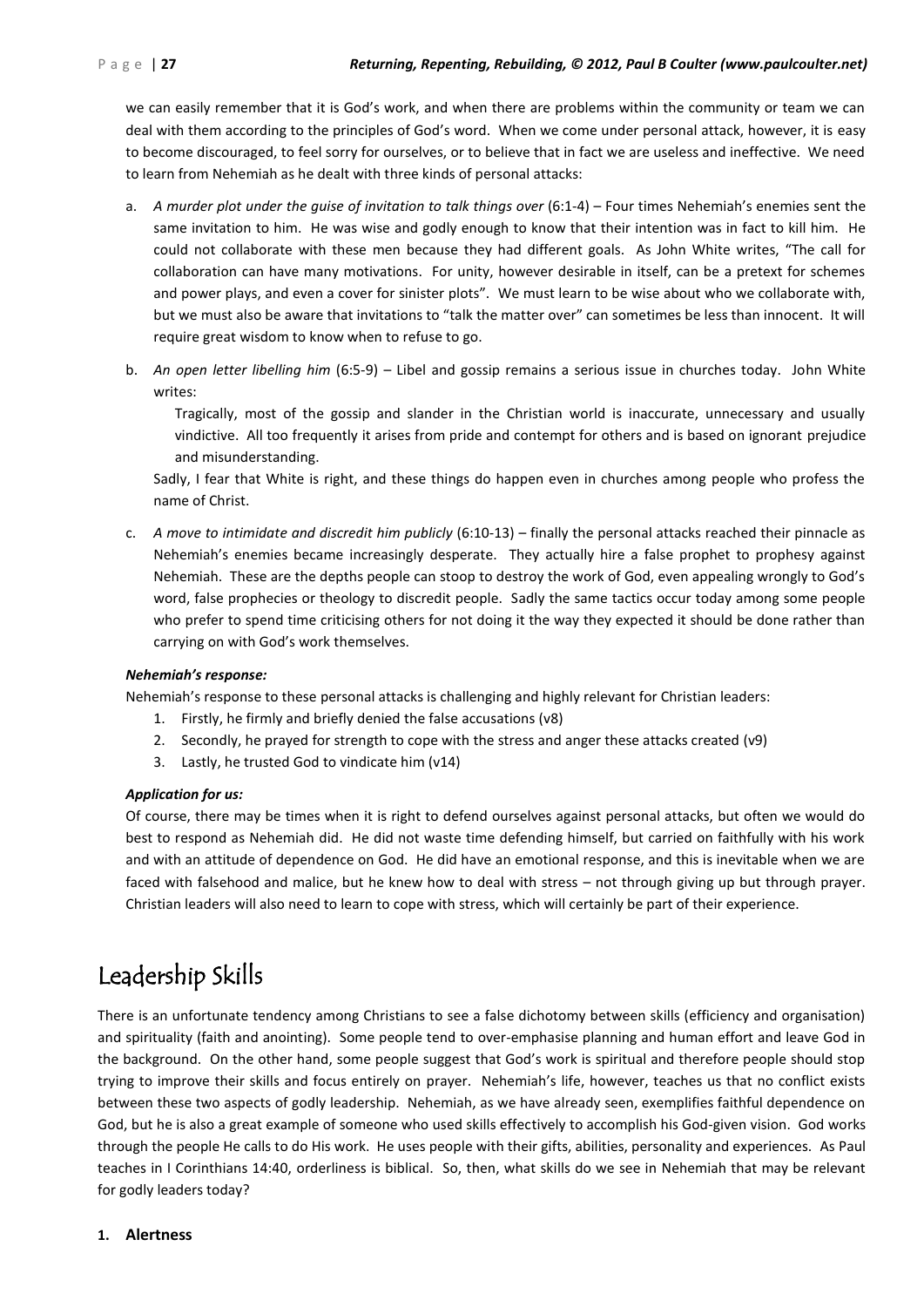we can easily remember that it is God's work, and when there are problems within the community or team we can deal with them according to the principles of God's word. When we come under personal attack, however, it is easy to become discouraged, to feel sorry for ourselves, or to believe that in fact we are useless and ineffective. We need to learn from Nehemiah as he dealt with three kinds of personal attacks:

a. *A murder plot under the guise of invitation to talk things over* (6:1-4) – Four times Nehemiah's enemies sent the same invitation to him. He was wise and godly enough to know that their intention was in fact to kill him. He could not collaborate with these men because they had different goals. As John White writes, "The call for collaboration can have many motivations. For unity, however desirable in itself, can be a pretext for schemes and power plays, and even a cover for sinister plots". We must learn to be wise about who we collaborate with, but we must also be aware that invitations to "talk the matter over" can sometimes be less than innocent. It will require great wisdom to know when to refuse to go.

b. *An open letter libelling him* (6:5-9) – Libel and gossip remains a serious issue in churches today. John White writes:

   > Tragically, most of the gossip and slander in the Christian world is inaccurate, unnecessary and usually vindictive. All too frequently it arises from pride and contempt for others and is based on ignorant prejudice and misunderstanding.

   Sadly, I fear that White is right, and these things do happen even in churches among people who profess the name of Christ.

c. *A move to intimidate and discredit him publicly* (6:10-13) – finally the personal attacks reached their pinnacle as Nehemiah's enemies became increasingly desperate. They actually hire a false prophet to prophesy against Nehemiah. These are the depths people can stoop to destroy the work of God, even appealing wrongly to God's word, false prophecies or theology to discredit people. Sadly the same tactics occur today among some people who prefer to spend time criticising others for not doing it the way they expected it should be done rather than carrying on with God's work themselves.

***Nehemiah's response:***

Nehemiah's response to these personal attacks is challenging and highly relevant for Christian leaders:

1. Firstly, he firmly and briefly denied the false accusations (v8)
2. Secondly, he prayed for strength to cope with the stress and anger these attacks created (v9)
3. Lastly, he trusted God to vindicate him (v14)

***Application for us:***

Of course, there may be times when it is right to defend ourselves against personal attacks, but often we would do best to respond as Nehemiah did. He did not waste time defending himself, but carried on faithfully with his work and with an attitude of dependence on God. He did have an emotional response, and this is inevitable when we are faced with falsehood and malice, but he knew how to deal with stress – not through giving up but through prayer. Christian leaders will also need to learn to cope with stress, which will certainly be part of their experience.

# Leadership Skills

There is an unfortunate tendency among Christians to see a false dichotomy between skills (efficiency and organisation) and spirituality (faith and anointing). Some people tend to over-emphasise planning and human effort and leave God in the background. On the other hand, some people suggest that God's work is spiritual and therefore people should stop trying to improve their skills and focus entirely on prayer. Nehemiah's life, however, teaches us that no conflict exists between these two aspects of godly leadership. Nehemiah, as we have already seen, exemplifies faithful dependence on God, but he is also a great example of someone who used skills effectively to accomplish his God-given vision. God works through the people He calls to do His work. He uses people with their gifts, abilities, personality and experiences. As Paul teaches in I Corinthians 14:40, orderliness is biblical. So, then, what skills do we see in Nehemiah that may be relevant for godly leaders today?

## 1. Alertness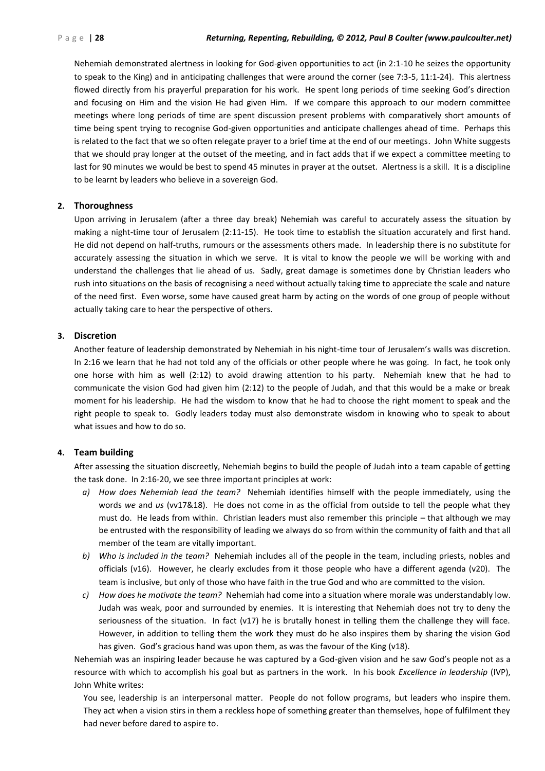Nehemiah demonstrated alertness in looking for God-given opportunities to act (in 2:1-10 he seizes the opportunity to speak to the King) and in anticipating challenges that were around the corner (see 7:3-5, 11:1-24). This alertness flowed directly from his prayerful preparation for his work. He spent long periods of time seeking God's direction and focusing on Him and the vision He had given Him. If we compare this approach to our modern committee meetings where long periods of time are spent discussion present problems with comparatively short amounts of time being spent trying to recognise God-given opportunities and anticipate challenges ahead of time. Perhaps this is related to the fact that we so often relegate prayer to a brief time at the end of our meetings. John White suggests that we should pray longer at the outset of the meeting, and in fact adds that if we expect a committee meeting to last for 90 minutes we would be best to spend 45 minutes in prayer at the outset. Alertness is a skill. It is a discipline to be learnt by leaders who believe in a sovereign God.

**2. Thoroughness**

Upon arriving in Jerusalem (after a three day break) Nehemiah was careful to accurately assess the situation by making a night-time tour of Jerusalem (2:11-15). He took time to establish the situation accurately and first hand. He did not depend on half-truths, rumours or the assessments others made. In leadership there is no substitute for accurately assessing the situation in which we serve. It is vital to know the people we will be working with and understand the challenges that lie ahead of us. Sadly, great damage is sometimes done by Christian leaders who rush into situations on the basis of recognising a need without actually taking time to appreciate the scale and nature of the need first. Even worse, some have caused great harm by acting on the words of one group of people without actually taking care to hear the perspective of others.

**3. Discretion**

Another feature of leadership demonstrated by Nehemiah in his night-time tour of Jerusalem's walls was discretion. In 2:16 we learn that he had not told any of the officials or other people where he was going. In fact, he took only one horse with him as well (2:12) to avoid drawing attention to his party. Nehemiah knew that he had to communicate the vision God had given him (2:12) to the people of Judah, and that this would be a make or break moment for his leadership. He had the wisdom to know that he had to choose the right moment to speak and the right people to speak to. Godly leaders today must also demonstrate wisdom in knowing who to speak to about what issues and how to do so.

**4. Team building**

After assessing the situation discreetly, Nehemiah begins to build the people of Judah into a team capable of getting the task done. In 2:16-20, we see three important principles at work:

a) *How does Nehemiah lead the team?* Nehemiah identifies himself with the people immediately, using the words *we* and *us* (vv17&18). He does not come in as the official from outside to tell the people what they must do. He leads from within. Christian leaders must also remember this principle – that although we may be entrusted with the responsibility of leading we always do so from within the community of faith and that all member of the team are vitally important.

b) *Who is included in the team?* Nehemiah includes all of the people in the team, including priests, nobles and officials (v16). However, he clearly excludes from it those people who have a different agenda (v20). The team is inclusive, but only of those who have faith in the true God and who are committed to the vision.

c) *How does he motivate the team?* Nehemiah had come into a situation where morale was understandably low. Judah was weak, poor and surrounded by enemies. It is interesting that Nehemiah does not try to deny the seriousness of the situation. In fact (v17) he is brutally honest in telling them the challenge they will face. However, in addition to telling them the work they must do he also inspires them by sharing the vision God has given. God's gracious hand was upon them, as was the favour of the King (v18).

Nehemiah was an inspiring leader because he was captured by a God-given vision and he saw God's people not as a resource with which to accomplish his goal but as partners in the work. In his book *Excellence in leadership* (IVP), John White writes:

> You see, leadership is an interpersonal matter. People do not follow programs, but leaders who inspire them. They act when a vision stirs in them a reckless hope of something greater than themselves, hope of fulfilment they had never before dared to aspire to.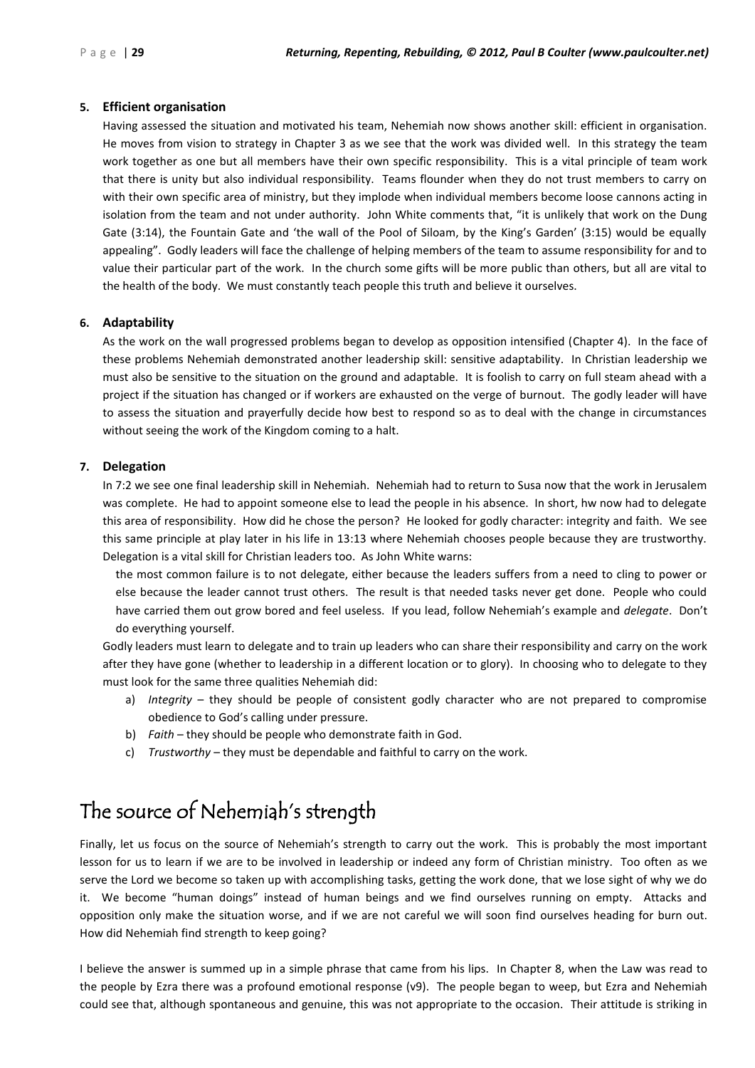**5. Efficient organisation**

Having assessed the situation and motivated his team, Nehemiah now shows another skill: efficient in organisation. He moves from vision to strategy in Chapter 3 as we see that the work was divided well. In this strategy the team work together as one but all members have their own specific responsibility. This is a vital principle of team work that there is unity but also individual responsibility. Teams flounder when they do not trust members to carry on with their own specific area of ministry, but they implode when individual members become loose cannons acting in isolation from the team and not under authority. John White comments that, "it is unlikely that work on the Dung Gate (3:14), the Fountain Gate and 'the wall of the Pool of Siloam, by the King's Garden' (3:15) would be equally appealing". Godly leaders will face the challenge of helping members of the team to assume responsibility for and to value their particular part of the work. In the church some gifts will be more public than others, but all are vital to the health of the body. We must constantly teach people this truth and believe it ourselves.

**6. Adaptability**

As the work on the wall progressed problems began to develop as opposition intensified (Chapter 4). In the face of these problems Nehemiah demonstrated another leadership skill: sensitive adaptability. In Christian leadership we must also be sensitive to the situation on the ground and adaptable. It is foolish to carry on full steam ahead with a project if the situation has changed or if workers are exhausted on the verge of burnout. The godly leader will have to assess the situation and prayerfully decide how best to respond so as to deal with the change in circumstances without seeing the work of the Kingdom coming to a halt.

**7. Delegation**

In 7:2 we see one final leadership skill in Nehemiah. Nehemiah had to return to Susa now that the work in Jerusalem was complete. He had to appoint someone else to lead the people in his absence. In short, hw now had to delegate this area of responsibility. How did he chose the person? He looked for godly character: integrity and faith. We see this same principle at play later in his life in 13:13 where Nehemiah chooses people because they are trustworthy. Delegation is a vital skill for Christian leaders too. As John White warns:

> the most common failure is to not delegate, either because the leaders suffers from a need to cling to power or else because the leader cannot trust others. The result is that needed tasks never get done. People who could have carried them out grow bored and feel useless. If you lead, follow Nehemiah's example and *delegate*. Don't do everything yourself.

Godly leaders must learn to delegate and to train up leaders who can share their responsibility and carry on the work after they have gone (whether to leadership in a different location or to glory). In choosing who to delegate to they must look for the same three qualities Nehemiah did:

a) *Integrity* – they should be people of consistent godly character who are not prepared to compromise obedience to God's calling under pressure.
b) *Faith* – they should be people who demonstrate faith in God.
c) *Trustworthy* – they must be dependable and faithful to carry on the work.

# The source of Nehemiah's strength

Finally, let us focus on the source of Nehemiah's strength to carry out the work. This is probably the most important lesson for us to learn if we are to be involved in leadership or indeed any form of Christian ministry. Too often as we serve the Lord we become so taken up with accomplishing tasks, getting the work done, that we lose sight of why we do it. We become "human doings" instead of human beings and we find ourselves running on empty. Attacks and opposition only make the situation worse, and if we are not careful we will soon find ourselves heading for burn out. How did Nehemiah find strength to keep going?

I believe the answer is summed up in a simple phrase that came from his lips. In Chapter 8, when the Law was read to the people by Ezra there was a profound emotional response (v9). The people began to weep, but Ezra and Nehemiah could see that, although spontaneous and genuine, this was not appropriate to the occasion. Their attitude is striking in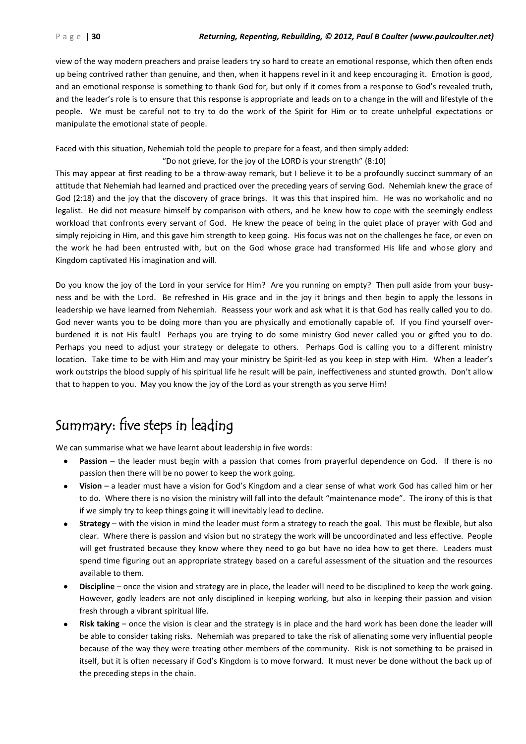view of the way modern preachers and praise leaders try so hard to create an emotional response, which then often ends up being contrived rather than genuine, and then, when it happens revel in it and keep encouraging it. Emotion is good, and an emotional response is something to thank God for, but only if it comes from a response to God's revealed truth, and the leader's role is to ensure that this response is appropriate and leads on to a change in the will and lifestyle of the people. We must be careful not to try to do the work of the Spirit for Him or to create unhelpful expectations or manipulate the emotional state of people.

Faced with this situation, Nehemiah told the people to prepare for a feast, and then simply added:

"Do not grieve, for the joy of the LORD is your strength" (8:10)

This may appear at first reading to be a throw-away remark, but I believe it to be a profoundly succinct summary of an attitude that Nehemiah had learned and practiced over the preceding years of serving God. Nehemiah knew the grace of God (2:18) and the joy that the discovery of grace brings. It was this that inspired him. He was no workaholic and no legalist. He did not measure himself by comparison with others, and he knew how to cope with the seemingly endless workload that confronts every servant of God. He knew the peace of being in the quiet place of prayer with God and simply rejoicing in Him, and this gave him strength to keep going. His focus was not on the challenges he face, or even on the work he had been entrusted with, but on the God whose grace had transformed His life and whose glory and Kingdom captivated His imagination and will.

Do you know the joy of the Lord in your service for Him? Are you running on empty? Then pull aside from your busy-ness and be with the Lord. Be refreshed in His grace and in the joy it brings and then begin to apply the lessons in leadership we have learned from Nehemiah. Reassess your work and ask what it is that God has really called you to do. God never wants you to be doing more than you are physically and emotionally capable of. If you find yourself over-burdened it is not His fault! Perhaps you are trying to do some ministry God never called you or gifted you to do. Perhaps you need to adjust your strategy or delegate to others. Perhaps God is calling you to a different ministry location. Take time to be with Him and may your ministry be Spirit-led as you keep in step with Him. When a leader's work outstrips the blood supply of his spiritual life he result will be pain, ineffectiveness and stunted growth. Don't allow that to happen to you. May you know the joy of the Lord as your strength as you serve Him!

# Summary: five steps in leading

We can summarise what we have learnt about leadership in five words:

- **Passion** – the leader must begin with a passion that comes from prayerful dependence on God. If there is no passion then there will be no power to keep the work going.
- **Vision** – a leader must have a vision for God's Kingdom and a clear sense of what work God has called him or her to do. Where there is no vision the ministry will fall into the default "maintenance mode". The irony of this is that if we simply try to keep things going it will inevitably lead to decline.
- **Strategy** – with the vision in mind the leader must form a strategy to reach the goal. This must be flexible, but also clear. Where there is passion and vision but no strategy the work will be uncoordinated and less effective. People will get frustrated because they know where they need to go but have no idea how to get there. Leaders must spend time figuring out an appropriate strategy based on a careful assessment of the situation and the resources available to them.
- **Discipline** – once the vision and strategy are in place, the leader will need to be disciplined to keep the work going. However, godly leaders are not only disciplined in keeping working, but also in keeping their passion and vision fresh through a vibrant spiritual life.
- **Risk taking** – once the vision is clear and the strategy is in place and the hard work has been done the leader will be able to consider taking risks. Nehemiah was prepared to take the risk of alienating some very influential people because of the way they were treating other members of the community. Risk is not something to be praised in itself, but it is often necessary if God's Kingdom is to move forward. It must never be done without the back up of the preceding steps in the chain.